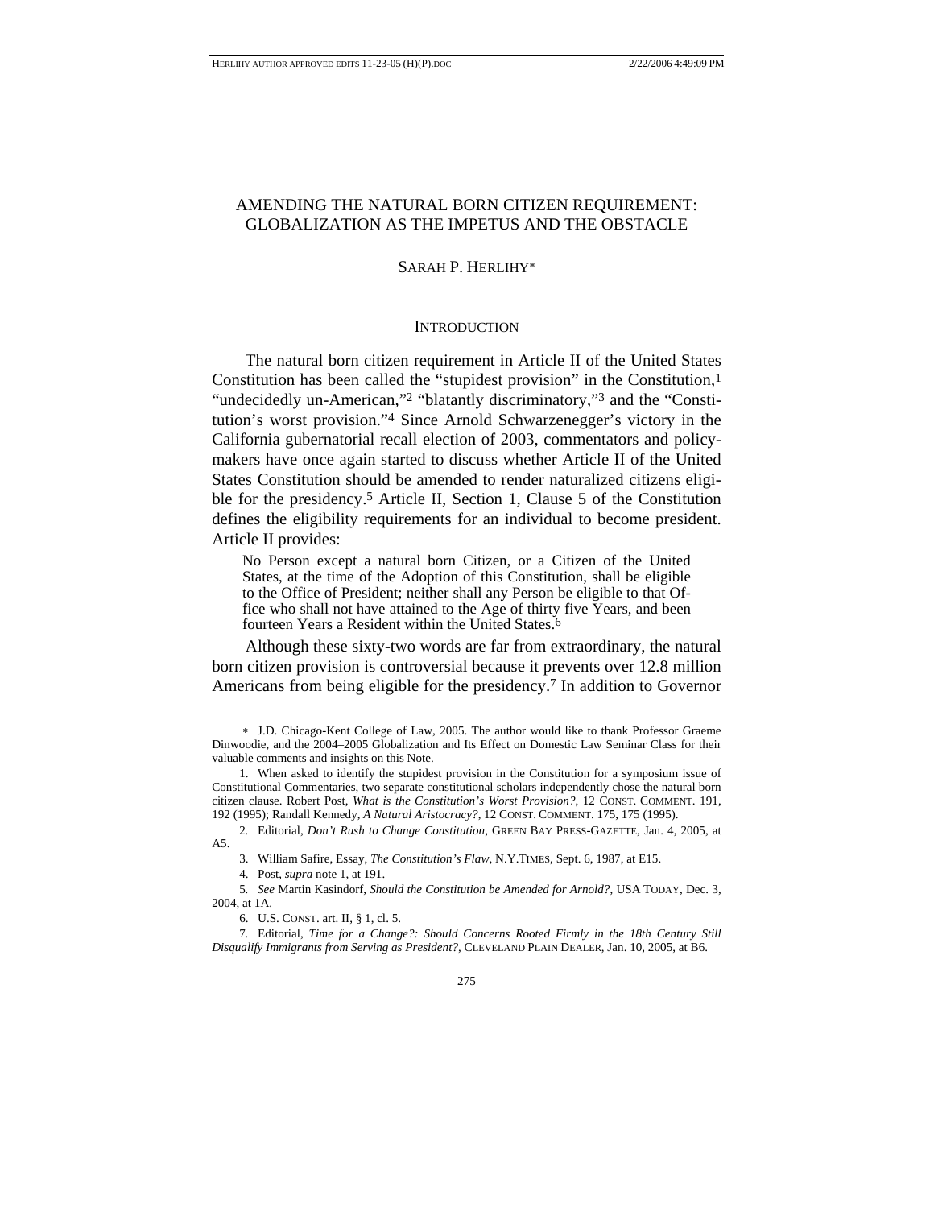# AMENDING THE NATURAL BORN CITIZEN REQUIREMENT: GLOBALIZATION AS THE IMPETUS AND THE OBSTACLE

SARAH P. HERLIHY*

## INTRODUCTION

The natural born citizen requirement in Article II of the United States Constitution has been called the "stupidest provision" in the Constitution,[1] "undecidedly un-American,"[2] "blatantly discriminatory,"[3] and the "Constitution's worst provision."[4] Since Arnold Schwarzenegger's victory in the California gubernatorial recall election of 2003, commentators and policymakers have once again started to discuss whether Article II of the United States Constitution should be amended to render naturalized citizens eligible for the presidency.[5] Article II, Section 1, Clause 5 of the Constitution defines the eligibility requirements for an individual to become president. Article II provides:

> No Person except a natural born Citizen, or a Citizen of the United States, at the time of the Adoption of this Constitution, shall be eligible to the Office of President; neither shall any Person be eligible to that Office who shall not have attained to the Age of thirty five Years, and been fourteen Years a Resident within the United States.[6]

Although these sixty-two words are far from extraordinary, the natural born citizen provision is controversial because it prevents over 12.8 million Americans from being eligible for the presidency.[7] In addition to Governor

---

\* J.D. Chicago-Kent College of Law, 2005. The author would like to thank Professor Graeme Dinwoodie, and the 2004–2005 Globalization and Its Effect on Domestic Law Seminar Class for their valuable comments and insights on this Note.

1. When asked to identify the stupidest provision in the Constitution for a symposium issue of Constitutional Commentaries, two separate constitutional scholars independently chose the natural born citizen clause. Robert Post, *What is the Constitution's Worst Provision?*, 12 CONST. COMMENT. 191, 192 (1995); Randall Kennedy, *A Natural Aristocracy?*, 12 CONST. COMMENT. 175, 175 (1995).

2. Editorial, *Don't Rush to Change Constitution*, GREEN BAY PRESS-GAZETTE, Jan. 4, 2005, at A5.

3. William Safire, Essay, *The Constitution's Flaw*, N.Y.TIMES, Sept. 6, 1987, at E15.

4. Post, *supra* note 1, at 191.

5. *See* Martin Kasindorf, *Should the Constitution be Amended for Arnold?*, USA TODAY, Dec. 3, 2004, at 1A.

6. U.S. CONST. art. II, § 1, cl. 5.

7. Editorial, *Time for a Change?: Should Concerns Rooted Firmly in the 18th Century Still Disqualify Immigrants from Serving as President?*, CLEVELAND PLAIN DEALER, Jan. 10, 2005, at B6.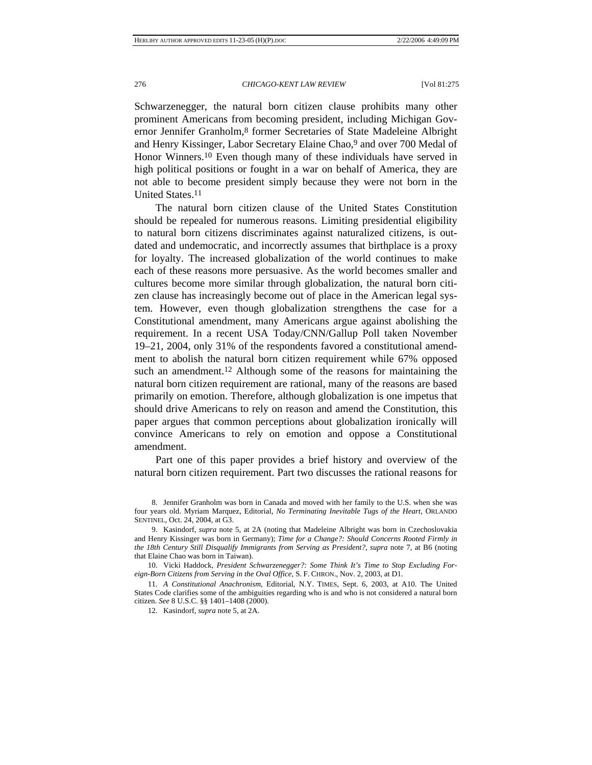Schwarzenegger, the natural born citizen clause prohibits many other prominent Americans from becoming president, including Michigan Governor Jennifer Granholm,[8] former Secretaries of State Madeleine Albright and Henry Kissinger, Labor Secretary Elaine Chao,[9] and over 700 Medal of Honor Winners.[10] Even though many of these individuals have served in high political positions or fought in a war on behalf of America, they are not able to become president simply because they were not born in the United States.[11]

The natural born citizen clause of the United States Constitution should be repealed for numerous reasons. Limiting presidential eligibility to natural born citizens discriminates against naturalized citizens, is outdated and undemocratic, and incorrectly assumes that birthplace is a proxy for loyalty. The increased globalization of the world continues to make each of these reasons more persuasive. As the world becomes smaller and cultures become more similar through globalization, the natural born citizen clause has increasingly become out of place in the American legal system. However, even though globalization strengthens the case for a Constitutional amendment, many Americans argue against abolishing the requirement. In a recent USA Today/CNN/Gallup Poll taken November 19–21, 2004, only 31% of the respondents favored a constitutional amendment to abolish the natural born citizen requirement while 67% opposed such an amendment.[12] Although some of the reasons for maintaining the natural born citizen requirement are rational, many of the reasons are based primarily on emotion. Therefore, although globalization is one impetus that should drive Americans to rely on reason and amend the Constitution, this paper argues that common perceptions about globalization ironically will convince Americans to rely on emotion and oppose a Constitutional amendment.

Part one of this paper provides a brief history and overview of the natural born citizen requirement. Part two discusses the rational reasons for

---

8. Jennifer Granholm was born in Canada and moved with her family to the U.S. when she was four years old. Myriam Marquez, Editorial, *No Terminating Inevitable Tugs of the Heart*, ORLANDO SENTINEL, Oct. 24, 2004, at G3.

9. Kasindorf, *supra* note 5, at 2A (noting that Madeleine Albright was born in Czechoslovakia and Henry Kissinger was born in Germany); *Time for a Change?: Should Concerns Rooted Firmly in the 18th Century Still Disqualify Immigrants from Serving as President?*, *supra* note 7, at B6 (noting that Elaine Chao was born in Taiwan).

10. Vicki Haddock, *President Schwarzenegger?: Some Think It's Time to Stop Excluding Foreign-Born Citizens from Serving in the Oval Office*, S. F. CHRON., Nov. 2, 2003, at D1.

11. *A Constitutional Anachronism*, Editorial, N.Y. TIMES, Sept. 6, 2003, at A10. The United States Code clarifies some of the ambiguities regarding who is and who is not considered a natural born citizen. *See* 8 U.S.C. §§ 1401–1408 (2000).

12. Kasindorf, *supra* note 5, at 2A.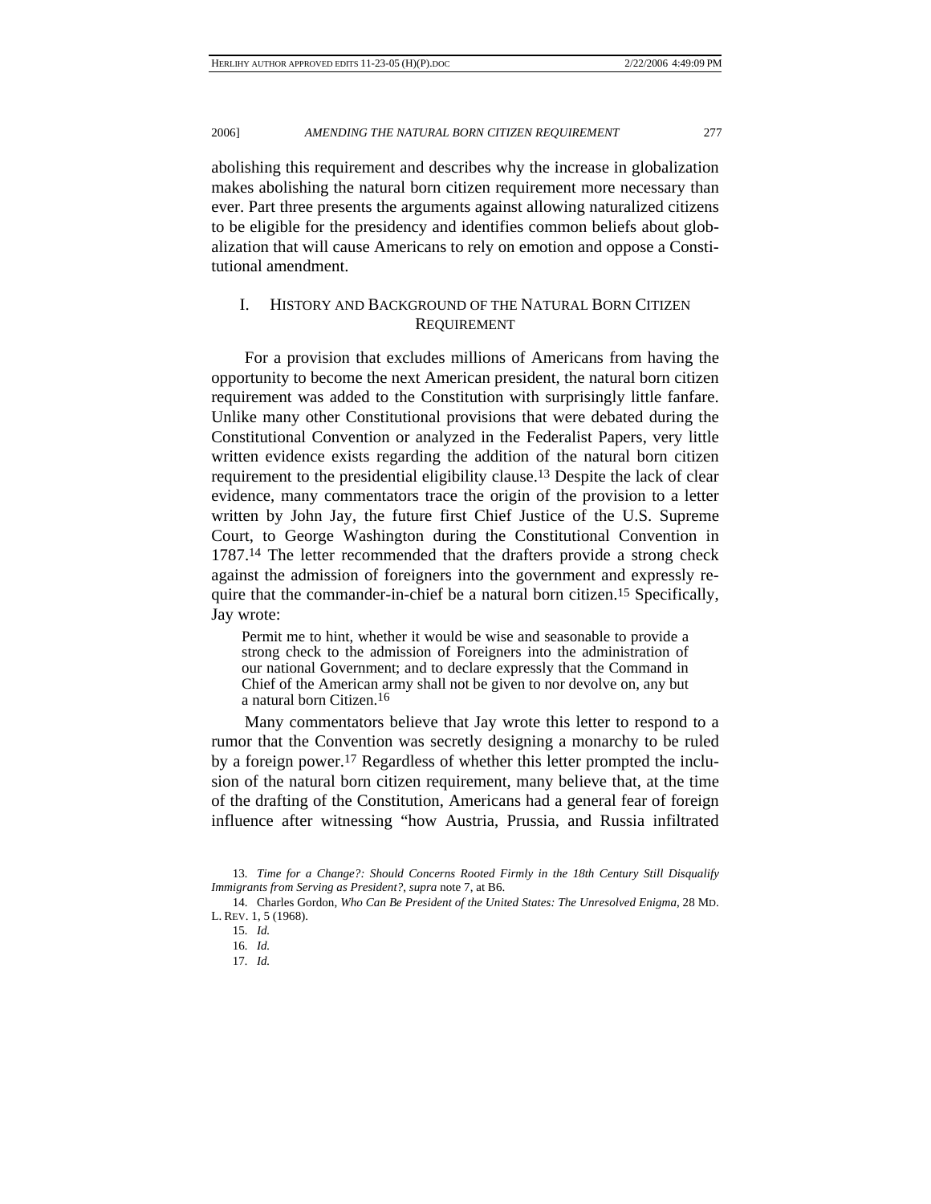abolishing this requirement and describes why the increase in globalization makes abolishing the natural born citizen requirement more necessary than ever. Part three presents the arguments against allowing naturalized citizens to be eligible for the presidency and identifies common beliefs about globalization that will cause Americans to rely on emotion and oppose a Constitutional amendment.

## I. HISTORY AND BACKGROUND OF THE NATURAL BORN CITIZEN REQUIREMENT

For a provision that excludes millions of Americans from having the opportunity to become the next American president, the natural born citizen requirement was added to the Constitution with surprisingly little fanfare. Unlike many other Constitutional provisions that were debated during the Constitutional Convention or analyzed in the Federalist Papers, very little written evidence exists regarding the addition of the natural born citizen requirement to the presidential eligibility clause.[13] Despite the lack of clear evidence, many commentators trace the origin of the provision to a letter written by John Jay, the future first Chief Justice of the U.S. Supreme Court, to George Washington during the Constitutional Convention in 1787.[14] The letter recommended that the drafters provide a strong check against the admission of foreigners into the government and expressly require that the commander-in-chief be a natural born citizen.[15] Specifically, Jay wrote:

> Permit me to hint, whether it would be wise and seasonable to provide a strong check to the admission of Foreigners into the administration of our national Government; and to declare expressly that the Command in Chief of the American army shall not be given to nor devolve on, any but a natural born Citizen.[16]

Many commentators believe that Jay wrote this letter to respond to a rumor that the Convention was secretly designing a monarchy to be ruled by a foreign power.[17] Regardless of whether this letter prompted the inclusion of the natural born citizen requirement, many believe that, at the time of the drafting of the Constitution, Americans had a general fear of foreign influence after witnessing "how Austria, Prussia, and Russia infiltrated

---

13. *Time for a Change?: Should Concerns Rooted Firmly in the 18th Century Still Disqualify Immigrants from Serving as President?*, *supra* note 7, at B6.

14. Charles Gordon, *Who Can Be President of the United States: The Unresolved Enigma*, 28 MD. L. REV. 1, 5 (1968).

15. *Id.*

16. *Id.*

17. *Id.*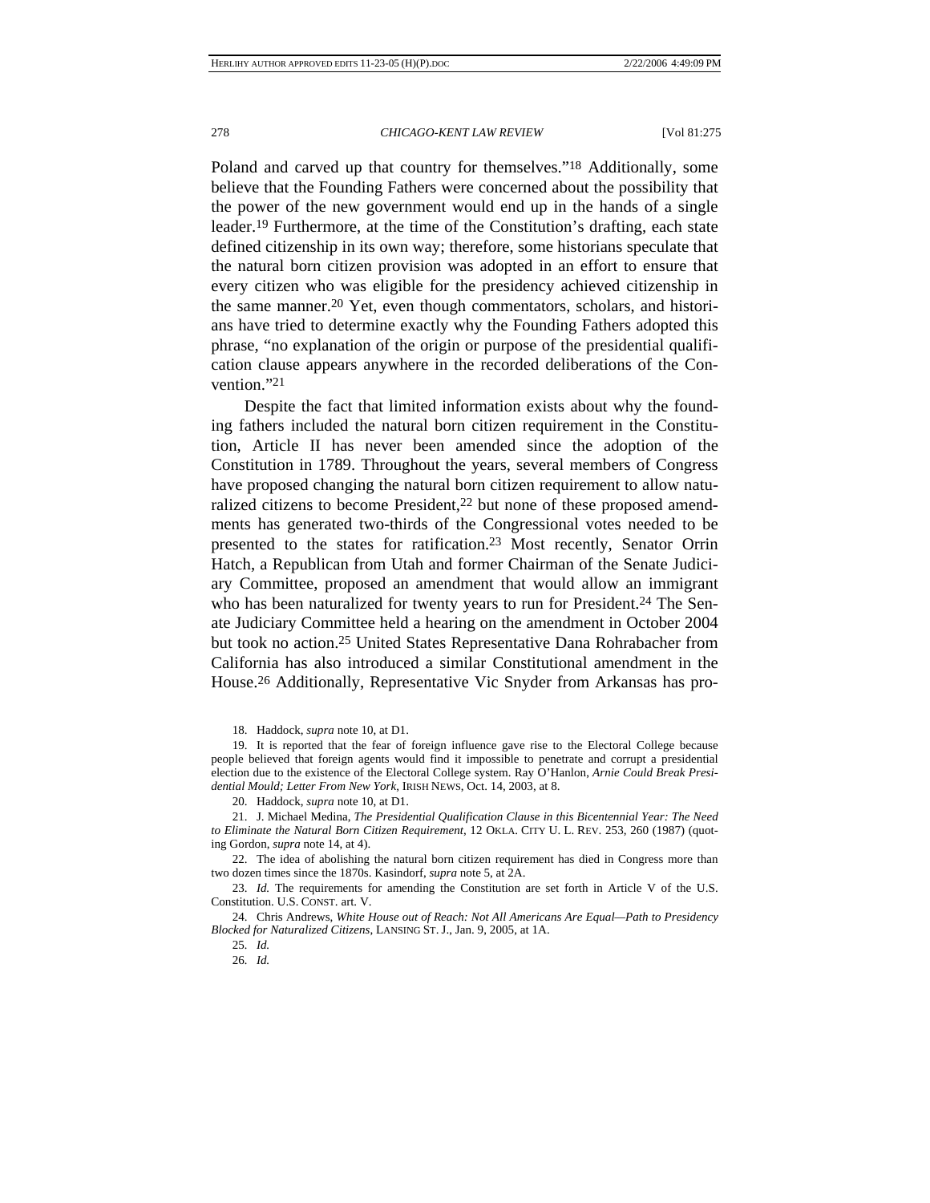Poland and carved up that country for themselves."[18] Additionally, some believe that the Founding Fathers were concerned about the possibility that the power of the new government would end up in the hands of a single leader.[19] Furthermore, at the time of the Constitution's drafting, each state defined citizenship in its own way; therefore, some historians speculate that the natural born citizen provision was adopted in an effort to ensure that every citizen who was eligible for the presidency achieved citizenship in the same manner.[20] Yet, even though commentators, scholars, and historians have tried to determine exactly why the Founding Fathers adopted this phrase, "no explanation of the origin or purpose of the presidential qualification clause appears anywhere in the recorded deliberations of the Convention."[21]

Despite the fact that limited information exists about why the founding fathers included the natural born citizen requirement in the Constitution, Article II has never been amended since the adoption of the Constitution in 1789. Throughout the years, several members of Congress have proposed changing the natural born citizen requirement to allow naturalized citizens to become President,[22] but none of these proposed amendments has generated two-thirds of the Congressional votes needed to be presented to the states for ratification.[23] Most recently, Senator Orrin Hatch, a Republican from Utah and former Chairman of the Senate Judiciary Committee, proposed an amendment that would allow an immigrant who has been naturalized for twenty years to run for President.[24] The Senate Judiciary Committee held a hearing on the amendment in October 2004 but took no action.[25] United States Representative Dana Rohrabacher from California has also introduced a similar Constitutional amendment in the House.[26] Additionally, Representative Vic Snyder from Arkansas has pro-

18. Haddock, *supra* note 10, at D1.

19. It is reported that the fear of foreign influence gave rise to the Electoral College because people believed that foreign agents would find it impossible to penetrate and corrupt a presidential election due to the existence of the Electoral College system. Ray O'Hanlon, *Arnie Could Break Presidential Mould; Letter From New York*, IRISH NEWS, Oct. 14, 2003, at 8.

20. Haddock, *supra* note 10, at D1.

21. J. Michael Medina, *The Presidential Qualification Clause in this Bicentennial Year: The Need to Eliminate the Natural Born Citizen Requirement*, 12 OKLA. CITY U. L. REV. 253, 260 (1987) (quoting Gordon, *supra* note 14, at 4).

22. The idea of abolishing the natural born citizen requirement has died in Congress more than two dozen times since the 1870s. Kasindorf, *supra* note 5, at 2A.

23. *Id.* The requirements for amending the Constitution are set forth in Article V of the U.S. Constitution. U.S. CONST. art. V.

24. Chris Andrews, *White House out of Reach: Not All Americans Are Equal—Path to Presidency Blocked for Naturalized Citizens*, LANSING ST. J., Jan. 9, 2005, at 1A.

25. *Id.*

26. *Id.*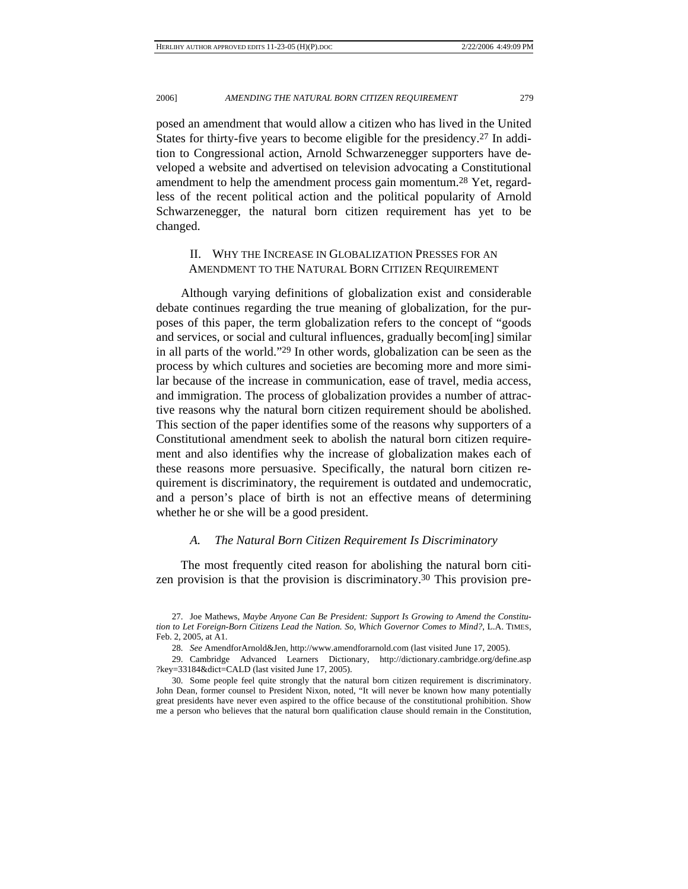posed an amendment that would allow a citizen who has lived in the United States for thirty-five years to become eligible for the presidency.[27] In addition to Congressional action, Arnold Schwarzenegger supporters have developed a website and advertised on television advocating a Constitutional amendment to help the amendment process gain momentum.[28] Yet, regardless of the recent political action and the political popularity of Arnold Schwarzenegger, the natural born citizen requirement has yet to be changed.

## II. Why the Increase in Globalization Presses for an Amendment to the Natural Born Citizen Requirement

Although varying definitions of globalization exist and considerable debate continues regarding the true meaning of globalization, for the purposes of this paper, the term globalization refers to the concept of "goods and services, or social and cultural influences, gradually becom[ing] similar in all parts of the world."[29] In other words, globalization can be seen as the process by which cultures and societies are becoming more and more similar because of the increase in communication, ease of travel, media access, and immigration. The process of globalization provides a number of attractive reasons why the natural born citizen requirement should be abolished. This section of the paper identifies some of the reasons why supporters of a Constitutional amendment seek to abolish the natural born citizen requirement and also identifies why the increase of globalization makes each of these reasons more persuasive. Specifically, the natural born citizen requirement is discriminatory, the requirement is outdated and undemocratic, and a person's place of birth is not an effective means of determining whether he or she will be a good president.

### *A. The Natural Born Citizen Requirement Is Discriminatory*

The most frequently cited reason for abolishing the natural born citizen provision is that the provision is discriminatory.[30] This provision pre-

---

27. Joe Mathews, *Maybe Anyone Can Be President: Support Is Growing to Amend the Constitution to Let Foreign-Born Citizens Lead the Nation. So, Which Governor Comes to Mind?*, L.A. TIMES, Feb. 2, 2005, at A1.

28. *See* AmendforArnold&Jen, http://www.amendforarnold.com (last visited June 17, 2005).

29. Cambridge Advanced Learners Dictionary, http://dictionary.cambridge.org/define.asp?key=33184&dict=CALD (last visited June 17, 2005).

30. Some people feel quite strongly that the natural born citizen requirement is discriminatory. John Dean, former counsel to President Nixon, noted, "It will never be known how many potentially great presidents have never even aspired to the office because of the constitutional prohibition. Show me a person who believes that the natural born qualification clause should remain in the Constitution,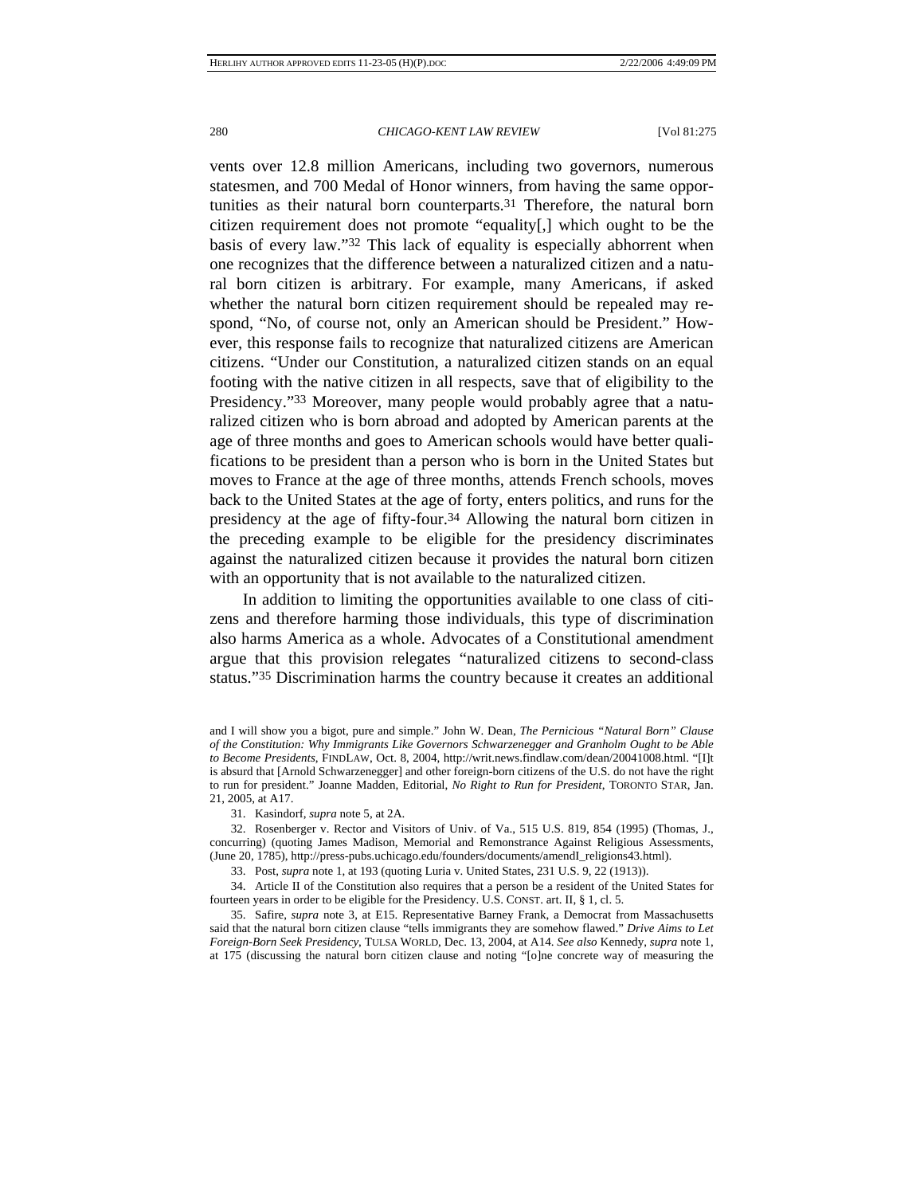vents over 12.8 million Americans, including two governors, numerous statesmen, and 700 Medal of Honor winners, from having the same opportunities as their natural born counterparts.[31] Therefore, the natural born citizen requirement does not promote "equality[,] which ought to be the basis of every law."[32] This lack of equality is especially abhorrent when one recognizes that the difference between a naturalized citizen and a natural born citizen is arbitrary. For example, many Americans, if asked whether the natural born citizen requirement should be repealed may respond, "No, of course not, only an American should be President." However, this response fails to recognize that naturalized citizens are American citizens. "Under our Constitution, a naturalized citizen stands on an equal footing with the native citizen in all respects, save that of eligibility to the Presidency."[33] Moreover, many people would probably agree that a naturalized citizen who is born abroad and adopted by American parents at the age of three months and goes to American schools would have better qualifications to be president than a person who is born in the United States but moves to France at the age of three months, attends French schools, moves back to the United States at the age of forty, enters politics, and runs for the presidency at the age of fifty-four.[34] Allowing the natural born citizen in the preceding example to be eligible for the presidency discriminates against the naturalized citizen because it provides the natural born citizen with an opportunity that is not available to the naturalized citizen.

In addition to limiting the opportunities available to one class of citizens and therefore harming those individuals, this type of discrimination also harms America as a whole. Advocates of a Constitutional amendment argue that this provision relegates "naturalized citizens to second-class status."[35] Discrimination harms the country because it creates an additional

---

and I will show you a bigot, pure and simple." John W. Dean, *The Pernicious "Natural Born" Clause of the Constitution: Why Immigrants Like Governors Schwarzenegger and Granholm Ought to be Able to Become Presidents*, FINDLAW, Oct. 8, 2004, http://writ.news.findlaw.com/dean/20041008.html. "[I]t is absurd that [Arnold Schwarzenegger] and other foreign-born citizens of the U.S. do not have the right to run for president." Joanne Madden, Editorial, *No Right to Run for President*, TORONTO STAR, Jan. 21, 2005, at A17.

31. Kasindorf, *supra* note 5, at 2A.

32. Rosenberger v. Rector and Visitors of Univ. of Va., 515 U.S. 819, 854 (1995) (Thomas, J., concurring) (quoting James Madison, Memorial and Remonstrance Against Religious Assessments, (June 20, 1785), http://press-pubs.uchicago.edu/founders/documents/amendI_religions43.html).

33. Post, *supra* note 1, at 193 (quoting Luria v. United States, 231 U.S. 9, 22 (1913)).

34. Article II of the Constitution also requires that a person be a resident of the United States for fourteen years in order to be eligible for the Presidency. U.S. CONST. art. II, § 1, cl. 5.

35. Safire, *supra* note 3, at E15. Representative Barney Frank, a Democrat from Massachusetts said that the natural born citizen clause "tells immigrants they are somehow flawed." *Drive Aims to Let Foreign-Born Seek Presidency*, TULSA WORLD, Dec. 13, 2004, at A14. *See also* Kennedy, *supra* note 1, at 175 (discussing the natural born citizen clause and noting "[o]ne concrete way of measuring the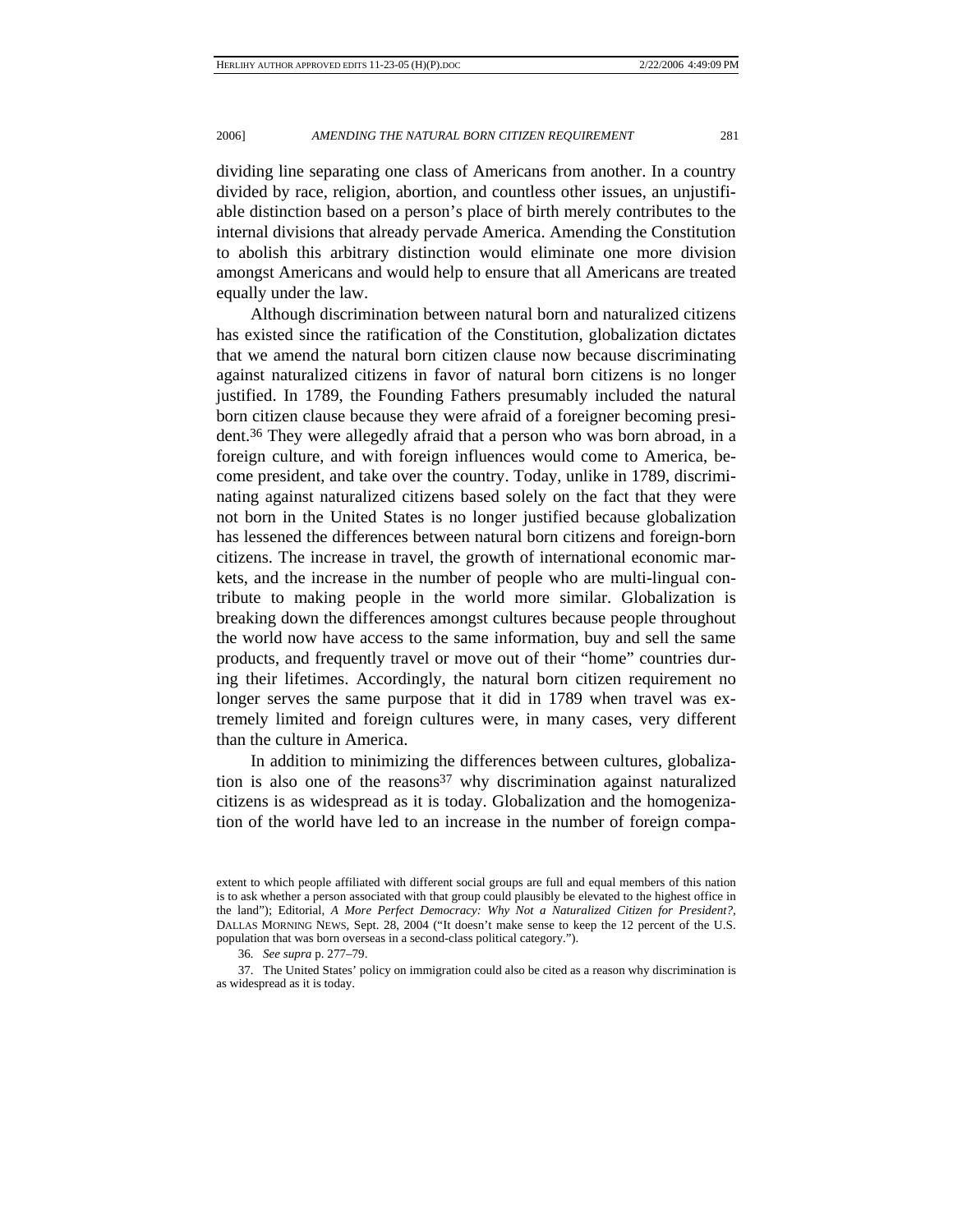dividing line separating one class of Americans from another. In a country divided by race, religion, abortion, and countless other issues, an unjustifiable distinction based on a person's place of birth merely contributes to the internal divisions that already pervade America. Amending the Constitution to abolish this arbitrary distinction would eliminate one more division amongst Americans and would help to ensure that all Americans are treated equally under the law.

Although discrimination between natural born and naturalized citizens has existed since the ratification of the Constitution, globalization dictates that we amend the natural born citizen clause now because discriminating against naturalized citizens in favor of natural born citizens is no longer justified. In 1789, the Founding Fathers presumably included the natural born citizen clause because they were afraid of a foreigner becoming president.[36] They were allegedly afraid that a person who was born abroad, in a foreign culture, and with foreign influences would come to America, become president, and take over the country. Today, unlike in 1789, discriminating against naturalized citizens based solely on the fact that they were not born in the United States is no longer justified because globalization has lessened the differences between natural born citizens and foreign-born citizens. The increase in travel, the growth of international economic markets, and the increase in the number of people who are multi-lingual contribute to making people in the world more similar. Globalization is breaking down the differences amongst cultures because people throughout the world now have access to the same information, buy and sell the same products, and frequently travel or move out of their "home" countries during their lifetimes. Accordingly, the natural born citizen requirement no longer serves the same purpose that it did in 1789 when travel was extremely limited and foreign cultures were, in many cases, very different than the culture in America.

In addition to minimizing the differences between cultures, globalization is also one of the reasons[37] why discrimination against naturalized citizens is as widespread as it is today. Globalization and the homogenization of the world have led to an increase in the number of foreign compa-

extent to which people affiliated with different social groups are full and equal members of this nation is to ask whether a person associated with that group could plausibly be elevated to the highest office in the land"); Editorial, *A More Perfect Democracy: Why Not a Naturalized Citizen for President?*, DALLAS MORNING NEWS, Sept. 28, 2004 ("It doesn't make sense to keep the 12 percent of the U.S. population that was born overseas in a second-class political category.").

36. *See supra* p. 277–79.

37. The United States' policy on immigration could also be cited as a reason why discrimination is as widespread as it is today.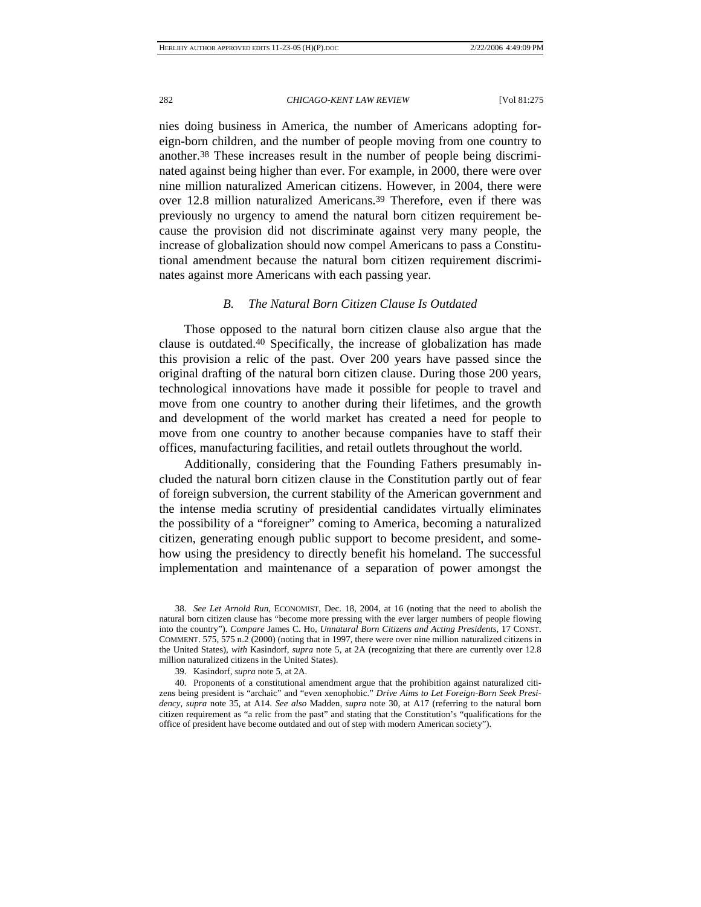nies doing business in America, the number of Americans adopting foreign-born children, and the number of people moving from one country to another.[38] These increases result in the number of people being discriminated against being higher than ever. For example, in 2000, there were over nine million naturalized American citizens. However, in 2004, there were over 12.8 million naturalized Americans.[39] Therefore, even if there was previously no urgency to amend the natural born citizen requirement because the provision did not discriminate against very many people, the increase of globalization should now compel Americans to pass a Constitutional amendment because the natural born citizen requirement discriminates against more Americans with each passing year.

### *B. The Natural Born Citizen Clause Is Outdated*

Those opposed to the natural born citizen clause also argue that the clause is outdated.[40] Specifically, the increase of globalization has made this provision a relic of the past. Over 200 years have passed since the original drafting of the natural born citizen clause. During those 200 years, technological innovations have made it possible for people to travel and move from one country to another during their lifetimes, and the growth and development of the world market has created a need for people to move from one country to another because companies have to staff their offices, manufacturing facilities, and retail outlets throughout the world.

Additionally, considering that the Founding Fathers presumably included the natural born citizen clause in the Constitution partly out of fear of foreign subversion, the current stability of the American government and the intense media scrutiny of presidential candidates virtually eliminates the possibility of a "foreigner" coming to America, becoming a naturalized citizen, generating enough public support to become president, and somehow using the presidency to directly benefit his homeland. The successful implementation and maintenance of a separation of power amongst the

---

38. *See Let Arnold Run*, ECONOMIST, Dec. 18, 2004, at 16 (noting that the need to abolish the natural born citizen clause has "become more pressing with the ever larger numbers of people flowing into the country"). *Compare* James C. Ho, *Unnatural Born Citizens and Acting Presidents*, 17 CONST. COMMENT. 575, 575 n.2 (2000) (noting that in 1997, there were over nine million naturalized citizens in the United States), *with* Kasindorf, *supra* note 5, at 2A (recognizing that there are currently over 12.8 million naturalized citizens in the United States).

39. Kasindorf, *supra* note 5, at 2A.

40. Proponents of a constitutional amendment argue that the prohibition against naturalized citizens being president is "archaic" and "even xenophobic." *Drive Aims to Let Foreign-Born Seek Presidency*, *supra* note 35, at A14. *See also* Madden, *supra* note 30, at A17 (referring to the natural born citizen requirement as "a relic from the past" and stating that the Constitution's "qualifications for the office of president have become outdated and out of step with modern American society").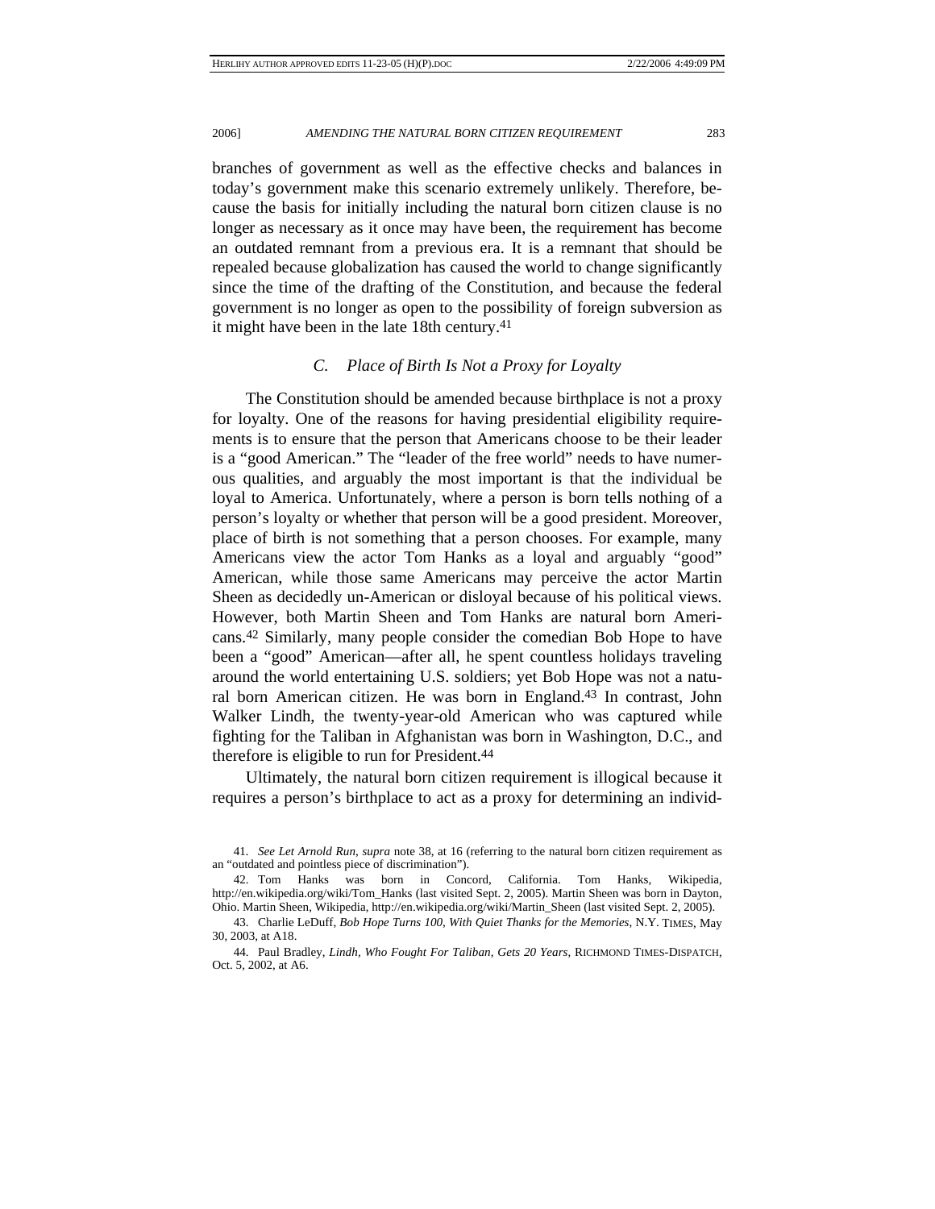branches of government as well as the effective checks and balances in today's government make this scenario extremely unlikely. Therefore, because the basis for initially including the natural born citizen clause is no longer as necessary as it once may have been, the requirement has become an outdated remnant from a previous era. It is a remnant that should be repealed because globalization has caused the world to change significantly since the time of the drafting of the Constitution, and because the federal government is no longer as open to the possibility of foreign subversion as it might have been in the late 18th century.[41]

### *C. Place of Birth Is Not a Proxy for Loyalty*

The Constitution should be amended because birthplace is not a proxy for loyalty. One of the reasons for having presidential eligibility requirements is to ensure that the person that Americans choose to be their leader is a "good American." The "leader of the free world" needs to have numerous qualities, and arguably the most important is that the individual be loyal to America. Unfortunately, where a person is born tells nothing of a person's loyalty or whether that person will be a good president. Moreover, place of birth is not something that a person chooses. For example, many Americans view the actor Tom Hanks as a loyal and arguably "good" American, while those same Americans may perceive the actor Martin Sheen as decidedly un-American or disloyal because of his political views. However, both Martin Sheen and Tom Hanks are natural born Americans.[42] Similarly, many people consider the comedian Bob Hope to have been a "good" American—after all, he spent countless holidays traveling around the world entertaining U.S. soldiers; yet Bob Hope was not a natural born American citizen. He was born in England.[43] In contrast, John Walker Lindh, the twenty-year-old American who was captured while fighting for the Taliban in Afghanistan was born in Washington, D.C., and therefore is eligible to run for President.[44]

Ultimately, the natural born citizen requirement is illogical because it requires a person's birthplace to act as a proxy for determining an individ-

---

41. *See Let Arnold Run*, *supra* note 38, at 16 (referring to the natural born citizen requirement as an "outdated and pointless piece of discrimination").

42. Tom Hanks was born in Concord, California. Tom Hanks, Wikipedia, http://en.wikipedia.org/wiki/Tom_Hanks (last visited Sept. 2, 2005). Martin Sheen was born in Dayton, Ohio. Martin Sheen, Wikipedia, http://en.wikipedia.org/wiki/Martin_Sheen (last visited Sept. 2, 2005).

43. Charlie LeDuff, *Bob Hope Turns 100, With Quiet Thanks for the Memories*, N.Y. TIMES, May 30, 2003, at A18.

44. Paul Bradley, *Lindh, Who Fought For Taliban, Gets 20 Years*, RICHMOND TIMES-DISPATCH, Oct. 5, 2002, at A6.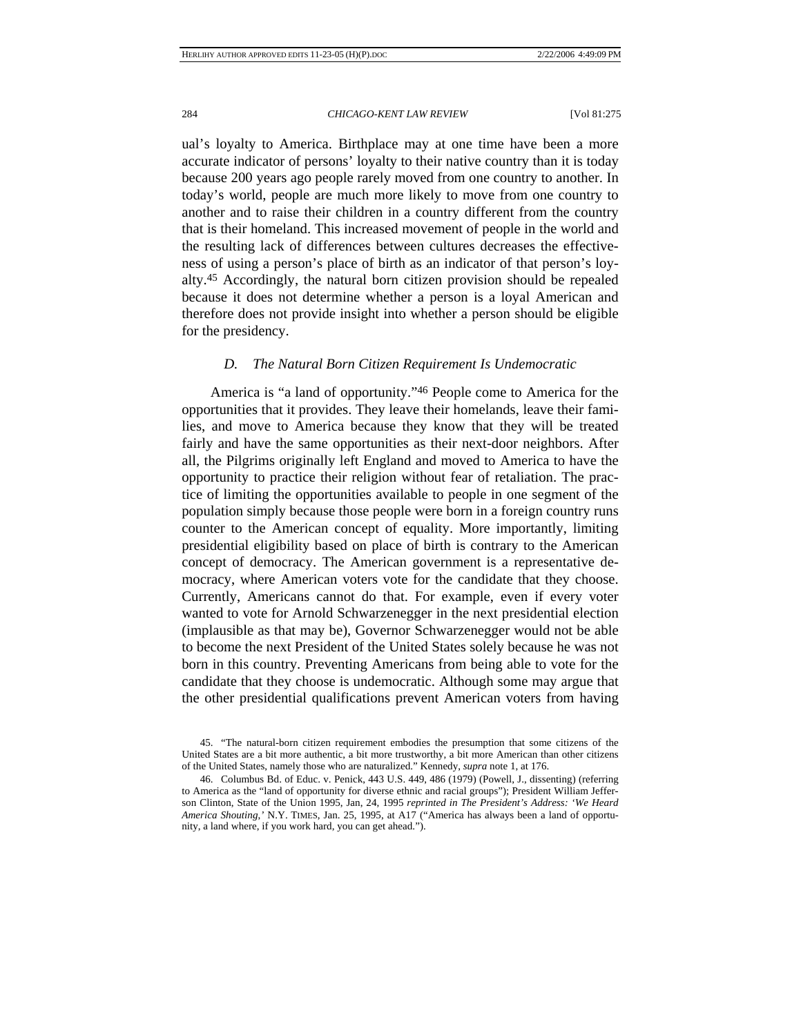ual's loyalty to America. Birthplace may at one time have been a more accurate indicator of persons' loyalty to their native country than it is today because 200 years ago people rarely moved from one country to another. In today's world, people are much more likely to move from one country to another and to raise their children in a country different from the country that is their homeland. This increased movement of people in the world and the resulting lack of differences between cultures decreases the effectiveness of using a person's place of birth as an indicator of that person's loyalty.[45] Accordingly, the natural born citizen provision should be repealed because it does not determine whether a person is a loyal American and therefore does not provide insight into whether a person should be eligible for the presidency.

### *D. The Natural Born Citizen Requirement Is Undemocratic*

America is "a land of opportunity."[46] People come to America for the opportunities that it provides. They leave their homelands, leave their families, and move to America because they know that they will be treated fairly and have the same opportunities as their next-door neighbors. After all, the Pilgrims originally left England and moved to America to have the opportunity to practice their religion without fear of retaliation. The practice of limiting the opportunities available to people in one segment of the population simply because those people were born in a foreign country runs counter to the American concept of equality. More importantly, limiting presidential eligibility based on place of birth is contrary to the American concept of democracy. The American government is a representative democracy, where American voters vote for the candidate that they choose. Currently, Americans cannot do that. For example, even if every voter wanted to vote for Arnold Schwarzenegger in the next presidential election (implausible as that may be), Governor Schwarzenegger would not be able to become the next President of the United States solely because he was not born in this country. Preventing Americans from being able to vote for the candidate that they choose is undemocratic. Although some may argue that the other presidential qualifications prevent American voters from having

45. "The natural-born citizen requirement embodies the presumption that some citizens of the United States are a bit more authentic, a bit more trustworthy, a bit more American than other citizens of the United States, namely those who are naturalized." Kennedy, *supra* note 1, at 176.

46. Columbus Bd. of Educ. v. Penick, 443 U.S. 449, 486 (1979) (Powell, J., dissenting) (referring to America as the "land of opportunity for diverse ethnic and racial groups"); President William Jefferson Clinton, State of the Union 1995, Jan, 24, 1995 *reprinted in The President's Address: 'We Heard America Shouting,'* N.Y. TIMES, Jan. 25, 1995, at A17 ("America has always been a land of opportunity, a land where, if you work hard, you can get ahead.").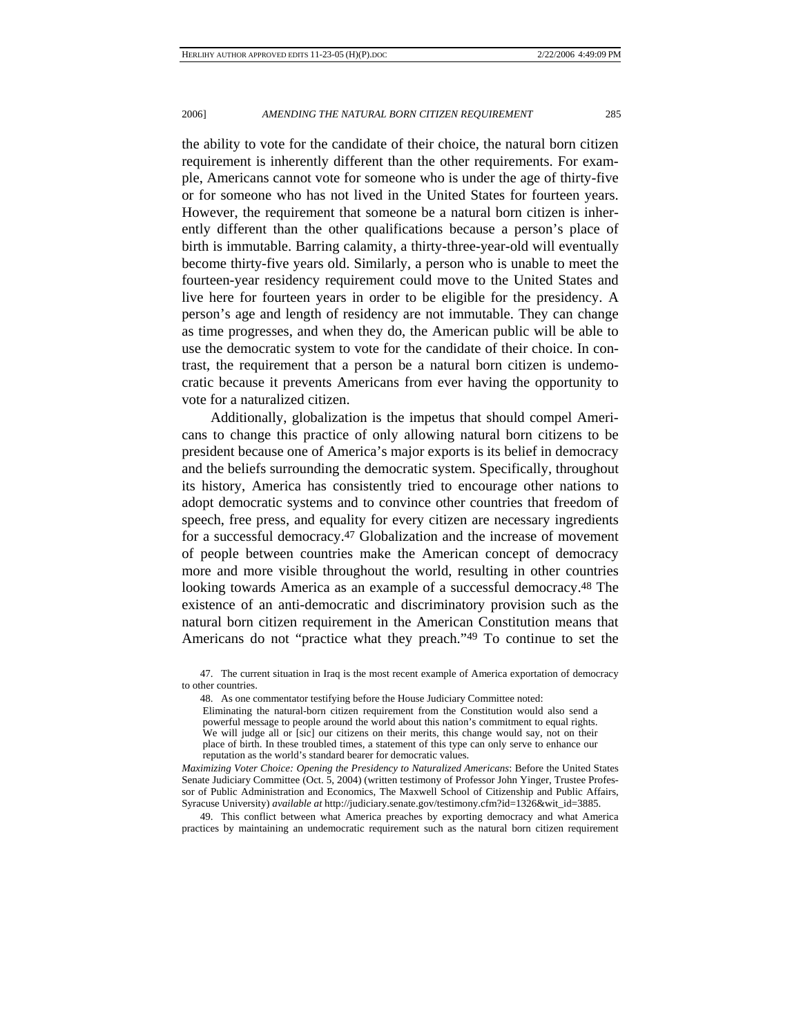the ability to vote for the candidate of their choice, the natural born citizen requirement is inherently different than the other requirements. For example, Americans cannot vote for someone who is under the age of thirty-five or for someone who has not lived in the United States for fourteen years. However, the requirement that someone be a natural born citizen is inherently different than the other qualifications because a person's place of birth is immutable. Barring calamity, a thirty-three-year-old will eventually become thirty-five years old. Similarly, a person who is unable to meet the fourteen-year residency requirement could move to the United States and live here for fourteen years in order to be eligible for the presidency. A person's age and length of residency are not immutable. They can change as time progresses, and when they do, the American public will be able to use the democratic system to vote for the candidate of their choice. In contrast, the requirement that a person be a natural born citizen is undemocratic because it prevents Americans from ever having the opportunity to vote for a naturalized citizen.

Additionally, globalization is the impetus that should compel Americans to change this practice of only allowing natural born citizens to be president because one of America's major exports is its belief in democracy and the beliefs surrounding the democratic system. Specifically, throughout its history, America has consistently tried to encourage other nations to adopt democratic systems and to convince other countries that freedom of speech, free press, and equality for every citizen are necessary ingredients for a successful democracy.[47] Globalization and the increase of movement of people between countries make the American concept of democracy more and more visible throughout the world, resulting in other countries looking towards America as an example of a successful democracy.[48] The existence of an anti-democratic and discriminatory provision such as the natural born citizen requirement in the American Constitution means that Americans do not "practice what they preach."[49] To continue to set the

47. The current situation in Iraq is the most recent example of America exportation of democracy to other countries.

48. As one commentator testifying before the House Judiciary Committee noted:

> Eliminating the natural-born citizen requirement from the Constitution would also send a powerful message to people around the world about this nation's commitment to equal rights. We will judge all or [sic] our citizens on their merits, this change would say, not on their place of birth. In these troubled times, a statement of this type can only serve to enhance our reputation as the world's standard bearer for democratic values.

*Maximizing Voter Choice: Opening the Presidency to Naturalized Americans*: Before the United States Senate Judiciary Committee (Oct. 5, 2004) (written testimony of Professor John Yinger, Trustee Professor of Public Administration and Economics, The Maxwell School of Citizenship and Public Affairs, Syracuse University) *available at* http://judiciary.senate.gov/testimony.cfm?id=1326&wit_id=3885.

49. This conflict between what America preaches by exporting democracy and what America practices by maintaining an undemocratic requirement such as the natural born citizen requirement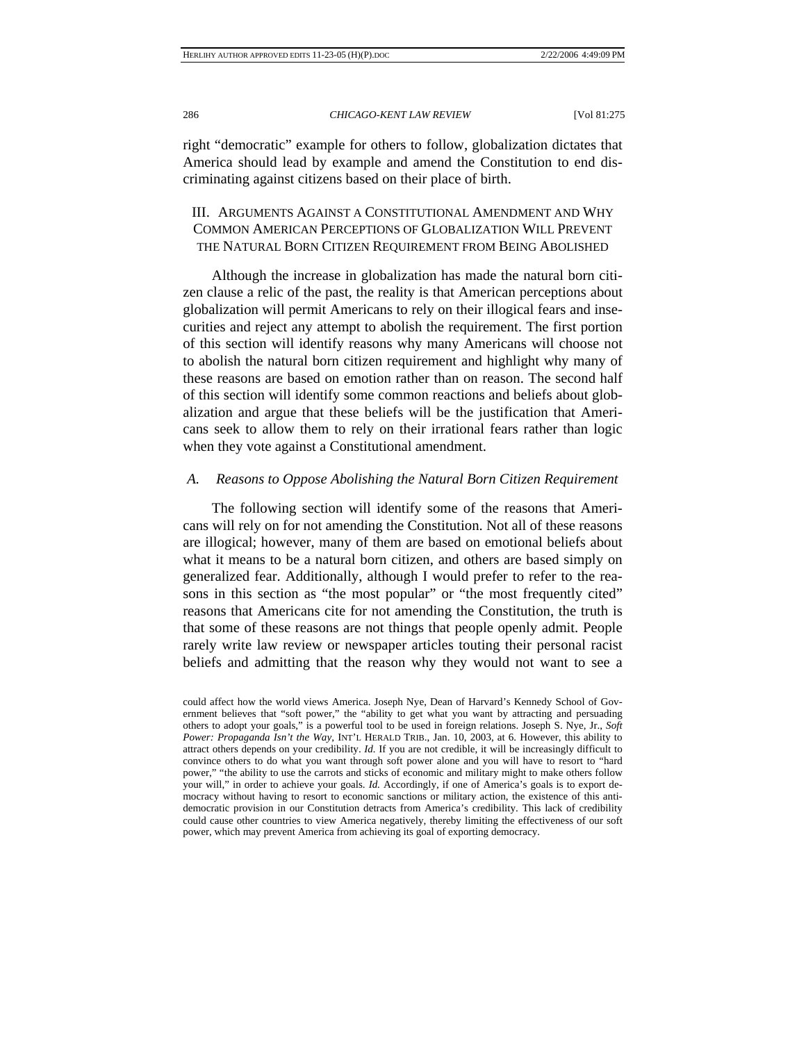right "democratic" example for others to follow, globalization dictates that America should lead by example and amend the Constitution to end discriminating against citizens based on their place of birth.

## III. Arguments Against a Constitutional Amendment and Why Common American Perceptions of Globalization Will Prevent the Natural Born Citizen Requirement from Being Abolished

Although the increase in globalization has made the natural born citizen clause a relic of the past, the reality is that American perceptions about globalization will permit Americans to rely on their illogical fears and insecurities and reject any attempt to abolish the requirement. The first portion of this section will identify reasons why many Americans will choose not to abolish the natural born citizen requirement and highlight why many of these reasons are based on emotion rather than on reason. The second half of this section will identify some common reactions and beliefs about globalization and argue that these beliefs will be the justification that Americans seek to allow them to rely on their irrational fears rather than logic when they vote against a Constitutional amendment.

### *A. Reasons to Oppose Abolishing the Natural Born Citizen Requirement*

The following section will identify some of the reasons that Americans will rely on for not amending the Constitution. Not all of these reasons are illogical; however, many of them are based on emotional beliefs about what it means to be a natural born citizen, and others are based simply on generalized fear. Additionally, although I would prefer to refer to the reasons in this section as "the most popular" or "the most frequently cited" reasons that Americans cite for not amending the Constitution, the truth is that some of these reasons are not things that people openly admit. People rarely write law review or newspaper articles touting their personal racist beliefs and admitting that the reason why they would not want to see a

could affect how the world views America. Joseph Nye, Dean of Harvard's Kennedy School of Government believes that "soft power," the "ability to get what you want by attracting and persuading others to adopt your goals," is a powerful tool to be used in foreign relations. Joseph S. Nye, Jr., *Soft Power: Propaganda Isn't the Way*, INT'L HERALD TRIB., Jan. 10, 2003, at 6. However, this ability to attract others depends on your credibility. *Id.* If you are not credible, it will be increasingly difficult to convince others to do what you want through soft power alone and you will have to resort to "hard power," "the ability to use the carrots and sticks of economic and military might to make others follow your will," in order to achieve your goals. *Id.* Accordingly, if one of America's goals is to export democracy without having to resort to economic sanctions or military action, the existence of this anti-democratic provision in our Constitution detracts from America's credibility. This lack of credibility could cause other countries to view America negatively, thereby limiting the effectiveness of our soft power, which may prevent America from achieving its goal of exporting democracy.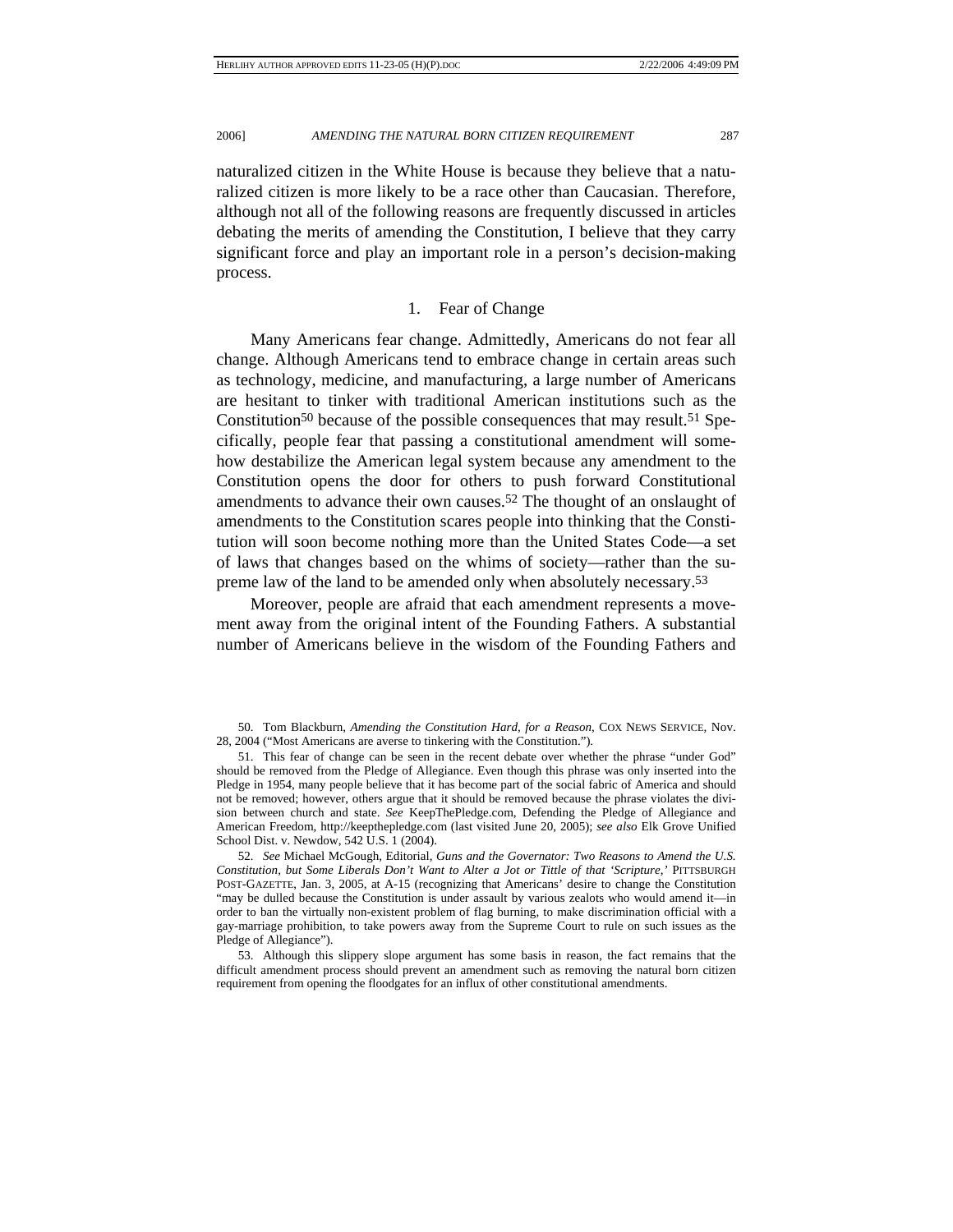naturalized citizen in the White House is because they believe that a naturalized citizen is more likely to be a race other than Caucasian. Therefore, although not all of the following reasons are frequently discussed in articles debating the merits of amending the Constitution, I believe that they carry significant force and play an important role in a person's decision-making process.

### 1. Fear of Change

Many Americans fear change. Admittedly, Americans do not fear all change. Although Americans tend to embrace change in certain areas such as technology, medicine, and manufacturing, a large number of Americans are hesitant to tinker with traditional American institutions such as the Constitution[50] because of the possible consequences that may result.[51] Specifically, people fear that passing a constitutional amendment will somehow destabilize the American legal system because any amendment to the Constitution opens the door for others to push forward Constitutional amendments to advance their own causes.[52] The thought of an onslaught of amendments to the Constitution scares people into thinking that the Constitution will soon become nothing more than the United States Code—a set of laws that changes based on the whims of society—rather than the supreme law of the land to be amended only when absolutely necessary.[53]

Moreover, people are afraid that each amendment represents a movement away from the original intent of the Founding Fathers. A substantial number of Americans believe in the wisdom of the Founding Fathers and

---

50. Tom Blackburn, *Amending the Constitution Hard, for a Reason*, COX NEWS SERVICE, Nov. 28, 2004 ("Most Americans are averse to tinkering with the Constitution.").

51. This fear of change can be seen in the recent debate over whether the phrase "under God" should be removed from the Pledge of Allegiance. Even though this phrase was only inserted into the Pledge in 1954, many people believe that it has become part of the social fabric of America and should not be removed; however, others argue that it should be removed because the phrase violates the division between church and state. *See* KeepThePledge.com, Defending the Pledge of Allegiance and American Freedom, http://keepthepledge.com (last visited June 20, 2005); *see also* Elk Grove Unified School Dist. v. Newdow, 542 U.S. 1 (2004).

52. *See* Michael McGough, Editorial, *Guns and the Governator: Two Reasons to Amend the U.S. Constitution, but Some Liberals Don't Want to Alter a Jot or Tittle of that 'Scripture,'* PITTSBURGH POST-GAZETTE, Jan. 3, 2005, at A-15 (recognizing that Americans' desire to change the Constitution "may be dulled because the Constitution is under assault by various zealots who would amend it—in order to ban the virtually non-existent problem of flag burning, to make discrimination official with a gay-marriage prohibition, to take powers away from the Supreme Court to rule on such issues as the Pledge of Allegiance").

53. Although this slippery slope argument has some basis in reason, the fact remains that the difficult amendment process should prevent an amendment such as removing the natural born citizen requirement from opening the floodgates for an influx of other constitutional amendments.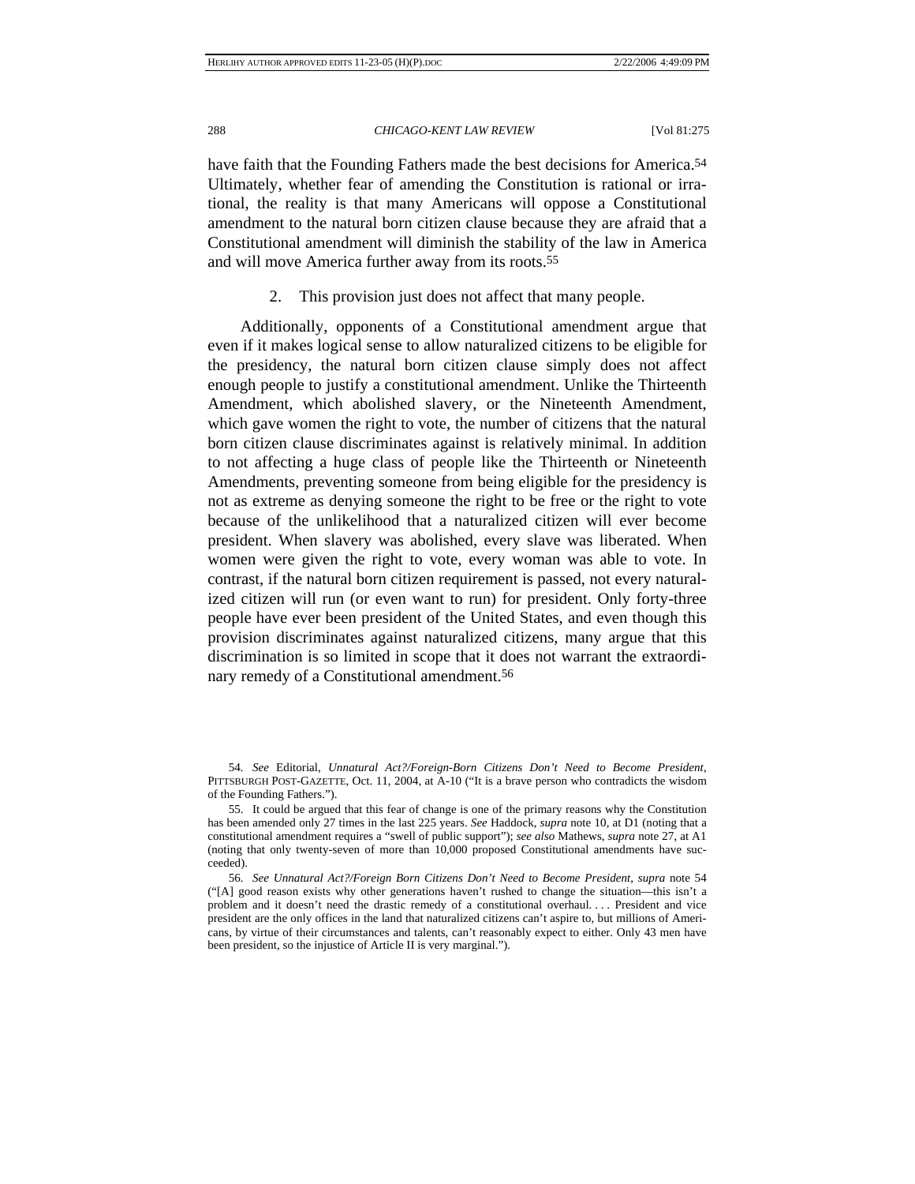have faith that the Founding Fathers made the best decisions for America.[54] Ultimately, whether fear of amending the Constitution is rational or irrational, the reality is that many Americans will oppose a Constitutional amendment to the natural born citizen clause because they are afraid that a Constitutional amendment will diminish the stability of the law in America and will move America further away from its roots.[55]

2. This provision just does not affect that many people.

Additionally, opponents of a Constitutional amendment argue that even if it makes logical sense to allow naturalized citizens to be eligible for the presidency, the natural born citizen clause simply does not affect enough people to justify a constitutional amendment. Unlike the Thirteenth Amendment, which abolished slavery, or the Nineteenth Amendment, which gave women the right to vote, the number of citizens that the natural born citizen clause discriminates against is relatively minimal. In addition to not affecting a huge class of people like the Thirteenth or Nineteenth Amendments, preventing someone from being eligible for the presidency is not as extreme as denying someone the right to be free or the right to vote because of the unlikelihood that a naturalized citizen will ever become president. When slavery was abolished, every slave was liberated. When women were given the right to vote, every woman was able to vote. In contrast, if the natural born citizen requirement is passed, not every naturalized citizen will run (or even want to run) for president. Only forty-three people have ever been president of the United States, and even though this provision discriminates against naturalized citizens, many argue that this discrimination is so limited in scope that it does not warrant the extraordinary remedy of a Constitutional amendment.[56]

---

54. *See* Editorial, *Unnatural Act?/Foreign-Born Citizens Don't Need to Become President*, PITTSBURGH POST-GAZETTE, Oct. 11, 2004, at A-10 ("It is a brave person who contradicts the wisdom of the Founding Fathers.").

55. It could be argued that this fear of change is one of the primary reasons why the Constitution has been amended only 27 times in the last 225 years. *See* Haddock, *supra* note 10, at D1 (noting that a constitutional amendment requires a "swell of public support"); *see also* Mathews, *supra* note 27, at A1 (noting that only twenty-seven of more than 10,000 proposed Constitutional amendments have succeeded).

56. *See Unnatural Act?/Foreign Born Citizens Don't Need to Become President*, *supra* note 54 ("[A] good reason exists why other generations haven't rushed to change the situation—this isn't a problem and it doesn't need the drastic remedy of a constitutional overhaul. . . . President and vice president are the only offices in the land that naturalized citizens can't aspire to, but millions of Americans, by virtue of their circumstances and talents, can't reasonably expect to either. Only 43 men have been president, so the injustice of Article II is very marginal.").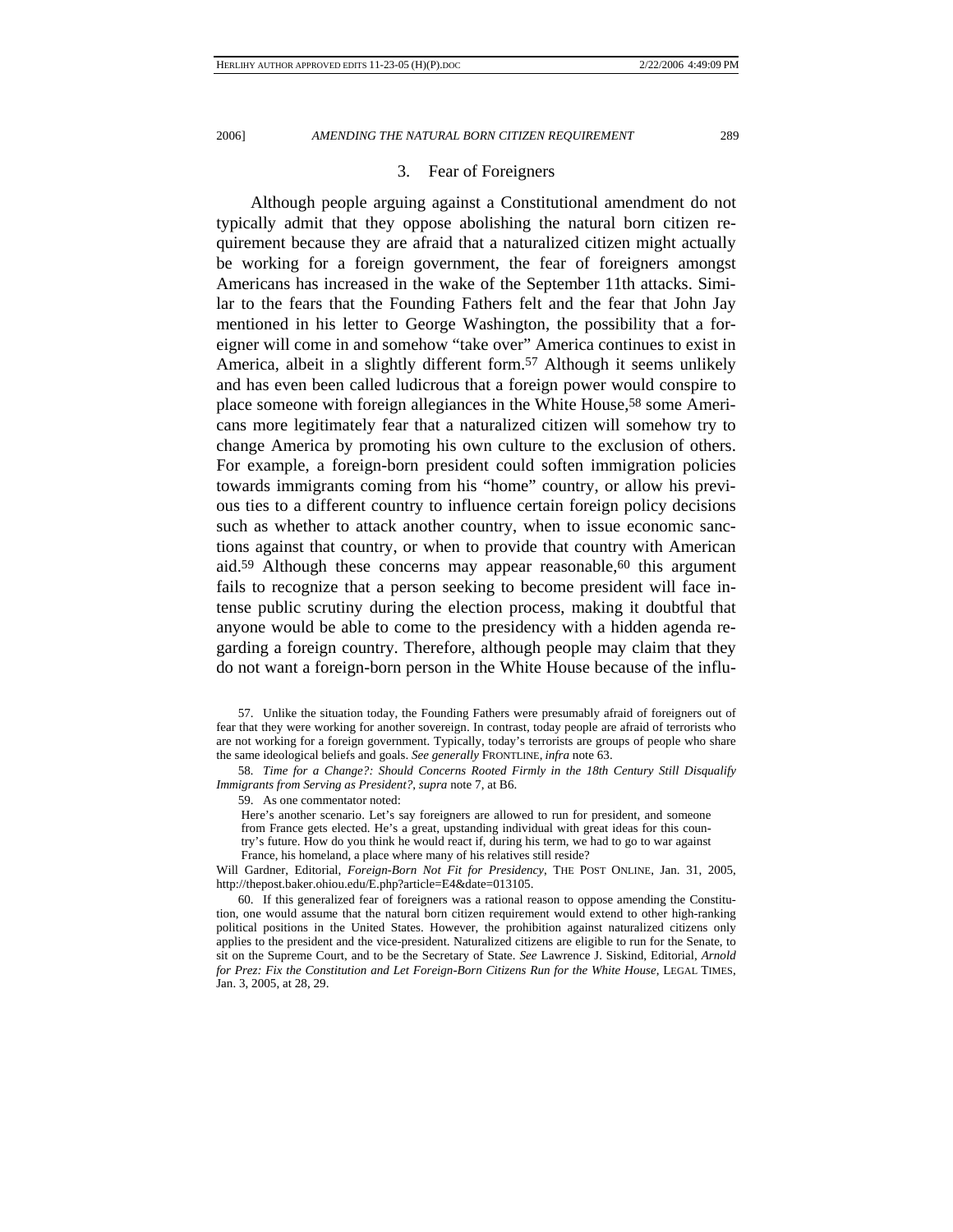### 3. Fear of Foreigners

Although people arguing against a Constitutional amendment do not typically admit that they oppose abolishing the natural born citizen requirement because they are afraid that a naturalized citizen might actually be working for a foreign government, the fear of foreigners amongst Americans has increased in the wake of the September 11th attacks. Similar to the fears that the Founding Fathers felt and the fear that John Jay mentioned in his letter to George Washington, the possibility that a foreigner will come in and somehow "take over" America continues to exist in America, albeit in a slightly different form.[57] Although it seems unlikely and has even been called ludicrous that a foreign power would conspire to place someone with foreign allegiances in the White House,[58] some Americans more legitimately fear that a naturalized citizen will somehow try to change America by promoting his own culture to the exclusion of others. For example, a foreign-born president could soften immigration policies towards immigrants coming from his "home" country, or allow his previous ties to a different country to influence certain foreign policy decisions such as whether to attack another country, when to issue economic sanctions against that country, or when to provide that country with American aid.[59] Although these concerns may appear reasonable,[60] this argument fails to recognize that a person seeking to become president will face intense public scrutiny during the election process, making it doubtful that anyone would be able to come to the presidency with a hidden agenda regarding a foreign country. Therefore, although people may claim that they do not want a foreign-born person in the White House because of the influ-

---

57. Unlike the situation today, the Founding Fathers were presumably afraid of foreigners out of fear that they were working for another sovereign. In contrast, today people are afraid of terrorists who are not working for a foreign government. Typically, today's terrorists are groups of people who share the same ideological beliefs and goals. *See generally* FRONTLINE, *infra* note 63.

58. *Time for a Change?: Should Concerns Rooted Firmly in the 18th Century Still Disqualify Immigrants from Serving as President?*, *supra* note 7, at B6.

59. As one commentator noted:

> Here's another scenario. Let's say foreigners are allowed to run for president, and someone from France gets elected. He's a great, upstanding individual with great ideas for this country's future. How do you think he would react if, during his term, we had to go to war against France, his homeland, a place where many of his relatives still reside?

Will Gardner, Editorial, *Foreign-Born Not Fit for Presidency*, THE POST ONLINE, Jan. 31, 2005, http://thepost.baker.ohiou.edu/E.php?article=E4&date=013105.

60. If this generalized fear of foreigners was a rational reason to oppose amending the Constitution, one would assume that the natural born citizen requirement would extend to other high-ranking political positions in the United States. However, the prohibition against naturalized citizens only applies to the president and the vice-president. Naturalized citizens are eligible to run for the Senate, to sit on the Supreme Court, and to be the Secretary of State. *See* Lawrence J. Siskind, Editorial, *Arnold for Prez: Fix the Constitution and Let Foreign-Born Citizens Run for the White House*, LEGAL TIMES, Jan. 3, 2005, at 28, 29.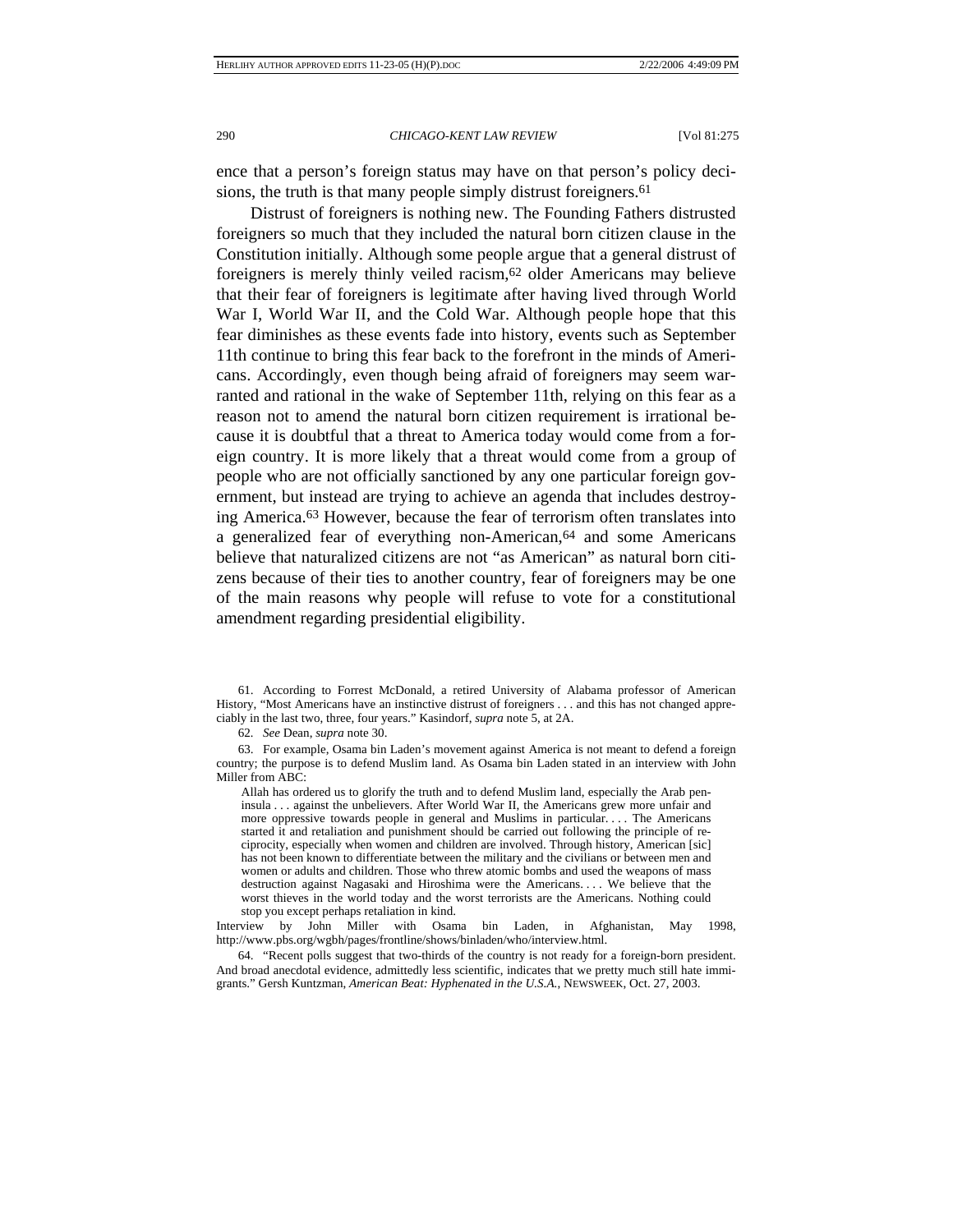ence that a person's foreign status may have on that person's policy decisions, the truth is that many people simply distrust foreigners.[61]

Distrust of foreigners is nothing new. The Founding Fathers distrusted foreigners so much that they included the natural born citizen clause in the Constitution initially. Although some people argue that a general distrust of foreigners is merely thinly veiled racism,[62] older Americans may believe that their fear of foreigners is legitimate after having lived through World War I, World War II, and the Cold War. Although people hope that this fear diminishes as these events fade into history, events such as September 11th continue to bring this fear back to the forefront in the minds of Americans. Accordingly, even though being afraid of foreigners may seem warranted and rational in the wake of September 11th, relying on this fear as a reason not to amend the natural born citizen requirement is irrational because it is doubtful that a threat to America today would come from a foreign country. It is more likely that a threat would come from a group of people who are not officially sanctioned by any one particular foreign government, but instead are trying to achieve an agenda that includes destroying America.[63] However, because the fear of terrorism often translates into a generalized fear of everything non-American,[64] and some Americans believe that naturalized citizens are not "as American" as natural born citizens because of their ties to another country, fear of foreigners may be one of the main reasons why people will refuse to vote for a constitutional amendment regarding presidential eligibility.

61. According to Forrest McDonald, a retired University of Alabama professor of American History, "Most Americans have an instinctive distrust of foreigners . . . and this has not changed appreciably in the last two, three, four years." Kasindorf, *supra* note 5, at 2A.

62. *See* Dean, *supra* note 30.

63. For example, Osama bin Laden's movement against America is not meant to defend a foreign country; the purpose is to defend Muslim land. As Osama bin Laden stated in an interview with John Miller from ABC:

> Allah has ordered us to glorify the truth and to defend Muslim land, especially the Arab peninsula . . . against the unbelievers. After World War II, the Americans grew more unfair and more oppressive towards people in general and Muslims in particular. . . . The Americans started it and retaliation and punishment should be carried out following the principle of reciprocity, especially when women and children are involved. Through history, American [sic] has not been known to differentiate between the military and the civilians or between men and women or adults and children. Those who threw atomic bombs and used the weapons of mass destruction against Nagasaki and Hiroshima were the Americans. . . . We believe that the worst thieves in the world today and the worst terrorists are the Americans. Nothing could stop you except perhaps retaliation in kind.

Interview by John Miller with Osama bin Laden, in Afghanistan, May 1998, http://www.pbs.org/wgbh/pages/frontline/shows/binladen/who/interview.html.

64. "Recent polls suggest that two-thirds of the country is not ready for a foreign-born president. And broad anecdotal evidence, admittedly less scientific, indicates that we pretty much still hate immigrants." Gersh Kuntzman, *American Beat: Hyphenated in the U.S.A.*, NEWSWEEK, Oct. 27, 2003.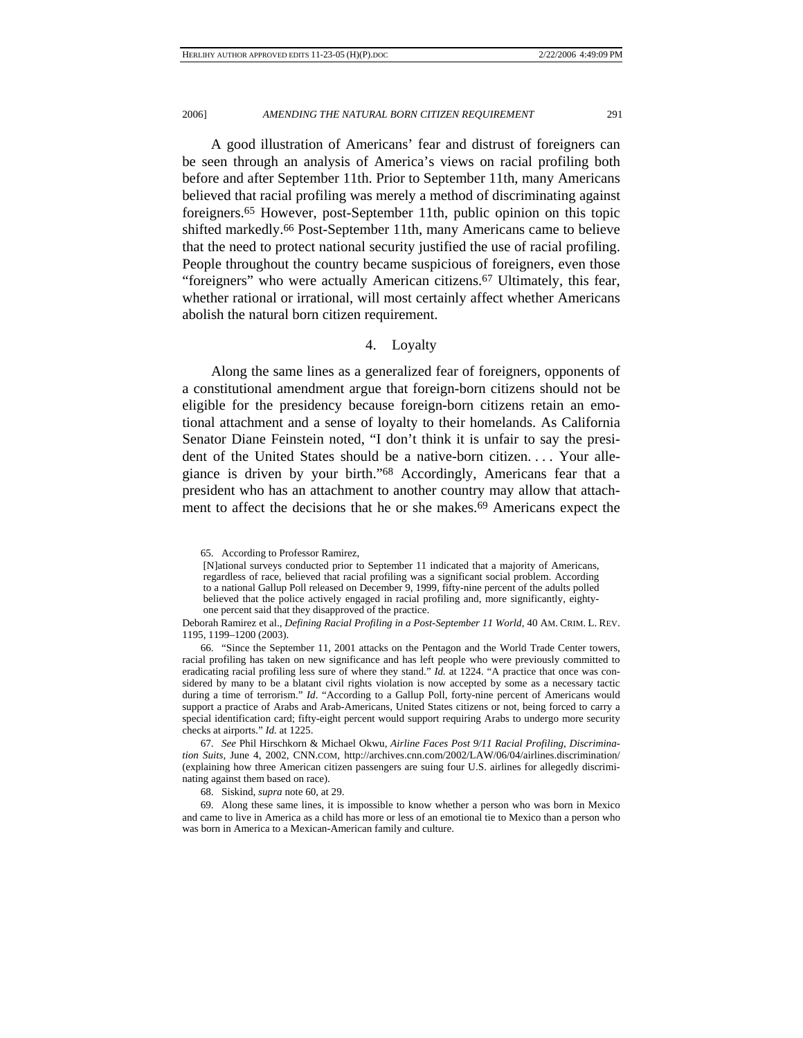A good illustration of Americans' fear and distrust of foreigners can be seen through an analysis of America's views on racial profiling both before and after September 11th. Prior to September 11th, many Americans believed that racial profiling was merely a method of discriminating against foreigners.[65] However, post-September 11th, public opinion on this topic shifted markedly.[66] Post-September 11th, many Americans came to believe that the need to protect national security justified the use of racial profiling. People throughout the country became suspicious of foreigners, even those "foreigners" who were actually American citizens.[67] Ultimately, this fear, whether rational or irrational, will most certainly affect whether Americans abolish the natural born citizen requirement.

#### 4. Loyalty

Along the same lines as a generalized fear of foreigners, opponents of a constitutional amendment argue that foreign-born citizens should not be eligible for the presidency because foreign-born citizens retain an emotional attachment and a sense of loyalty to their homelands. As California Senator Diane Feinstein noted, "I don't think it is unfair to say the president of the United States should be a native-born citizen. . . . Your allegiance is driven by your birth."[68] Accordingly, Americans fear that a president who has an attachment to another country may allow that attachment to affect the decisions that he or she makes.[69] Americans expect the

---

65. According to Professor Ramirez,

> [N]ational surveys conducted prior to September 11 indicated that a majority of Americans, regardless of race, believed that racial profiling was a significant social problem. According to a national Gallup Poll released on December 9, 1999, fifty-nine percent of the adults polled believed that the police actively engaged in racial profiling and, more significantly, eighty-one percent said that they disapproved of the practice.

Deborah Ramirez et al., *Defining Racial Profiling in a Post-September 11 World*, 40 AM. CRIM. L. REV. 1195, 1199–1200 (2003).

66. "Since the September 11, 2001 attacks on the Pentagon and the World Trade Center towers, racial profiling has taken on new significance and has left people who were previously committed to eradicating racial profiling less sure of where they stand." *Id.* at 1224. "A practice that once was considered by many to be a blatant civil rights violation is now accepted by some as a necessary tactic during a time of terrorism." *Id*. "According to a Gallup Poll, forty-nine percent of Americans would support a practice of Arabs and Arab-Americans, United States citizens or not, being forced to carry a special identification card; fifty-eight percent would support requiring Arabs to undergo more security checks at airports." *Id.* at 1225.

67. *See* Phil Hirschkorn & Michael Okwu, *Airline Faces Post 9/11 Racial Profiling, Discrimination Suits*, June 4, 2002, CNN.COM, http://archives.cnn.com/2002/LAW/06/04/airlines.discrimination/ (explaining how three American citizen passengers are suing four U.S. airlines for allegedly discriminating against them based on race).

68. Siskind, *supra* note 60, at 29.

69. Along these same lines, it is impossible to know whether a person who was born in Mexico and came to live in America as a child has more or less of an emotional tie to Mexico than a person who was born in America to a Mexican-American family and culture.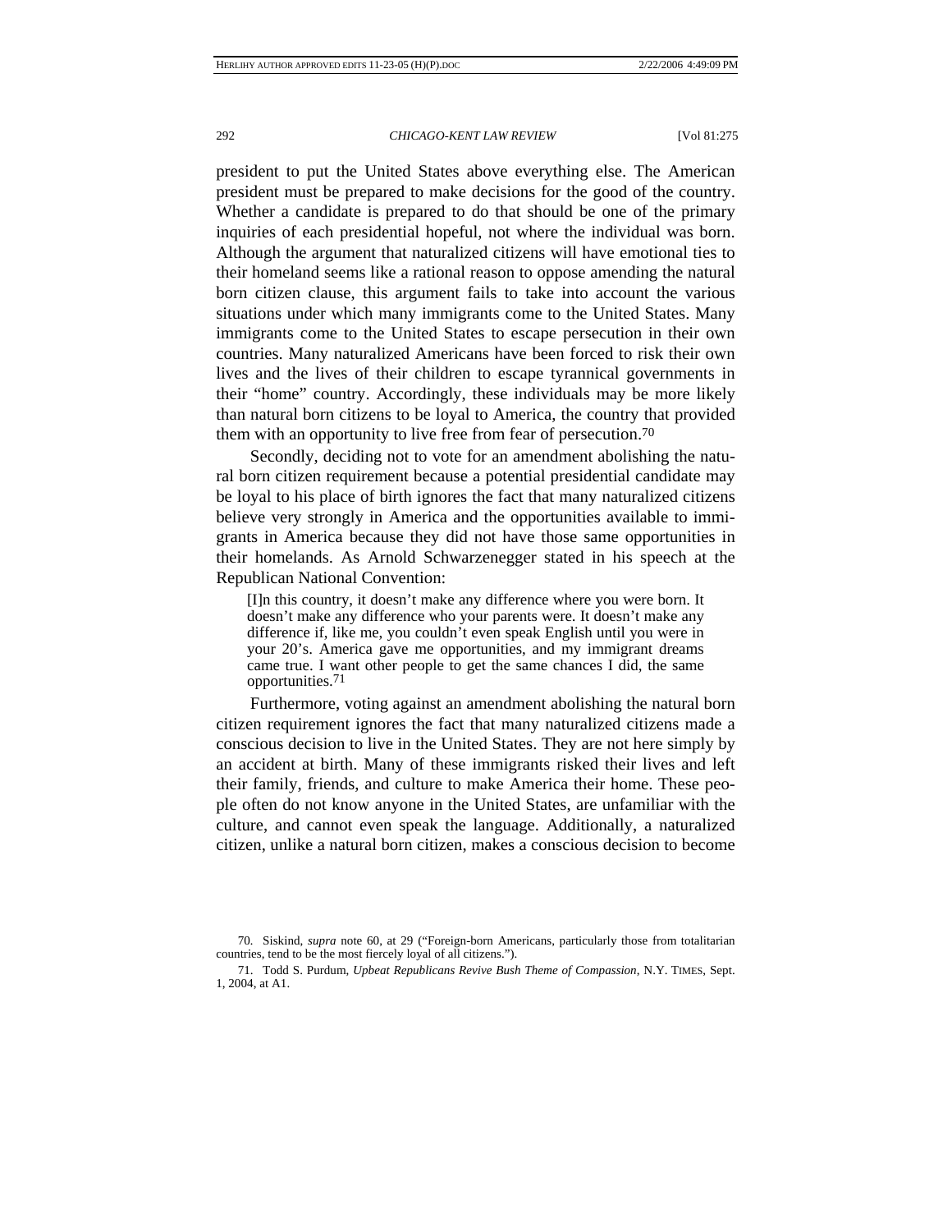president to put the United States above everything else. The American president must be prepared to make decisions for the good of the country. Whether a candidate is prepared to do that should be one of the primary inquiries of each presidential hopeful, not where the individual was born. Although the argument that naturalized citizens will have emotional ties to their homeland seems like a rational reason to oppose amending the natural born citizen clause, this argument fails to take into account the various situations under which many immigrants come to the United States. Many immigrants come to the United States to escape persecution in their own countries. Many naturalized Americans have been forced to risk their own lives and the lives of their children to escape tyrannical governments in their "home" country. Accordingly, these individuals may be more likely than natural born citizens to be loyal to America, the country that provided them with an opportunity to live free from fear of persecution.[70]

Secondly, deciding not to vote for an amendment abolishing the natural born citizen requirement because a potential presidential candidate may be loyal to his place of birth ignores the fact that many naturalized citizens believe very strongly in America and the opportunities available to immigrants in America because they did not have those same opportunities in their homelands. As Arnold Schwarzenegger stated in his speech at the Republican National Convention:

> [I]n this country, it doesn't make any difference where you were born. It doesn't make any difference who your parents were. It doesn't make any difference if, like me, you couldn't even speak English until you were in your 20's. America gave me opportunities, and my immigrant dreams came true. I want other people to get the same chances I did, the same opportunities.[71]

Furthermore, voting against an amendment abolishing the natural born citizen requirement ignores the fact that many naturalized citizens made a conscious decision to live in the United States. They are not here simply by an accident at birth. Many of these immigrants risked their lives and left their family, friends, and culture to make America their home. These people often do not know anyone in the United States, are unfamiliar with the culture, and cannot even speak the language. Additionally, a naturalized citizen, unlike a natural born citizen, makes a conscious decision to become

---

70. Siskind, *supra* note 60, at 29 ("Foreign-born Americans, particularly those from totalitarian countries, tend to be the most fiercely loyal of all citizens.").

71. Todd S. Purdum, *Upbeat Republicans Revive Bush Theme of Compassion*, N.Y. TIMES, Sept. 1, 2004, at A1.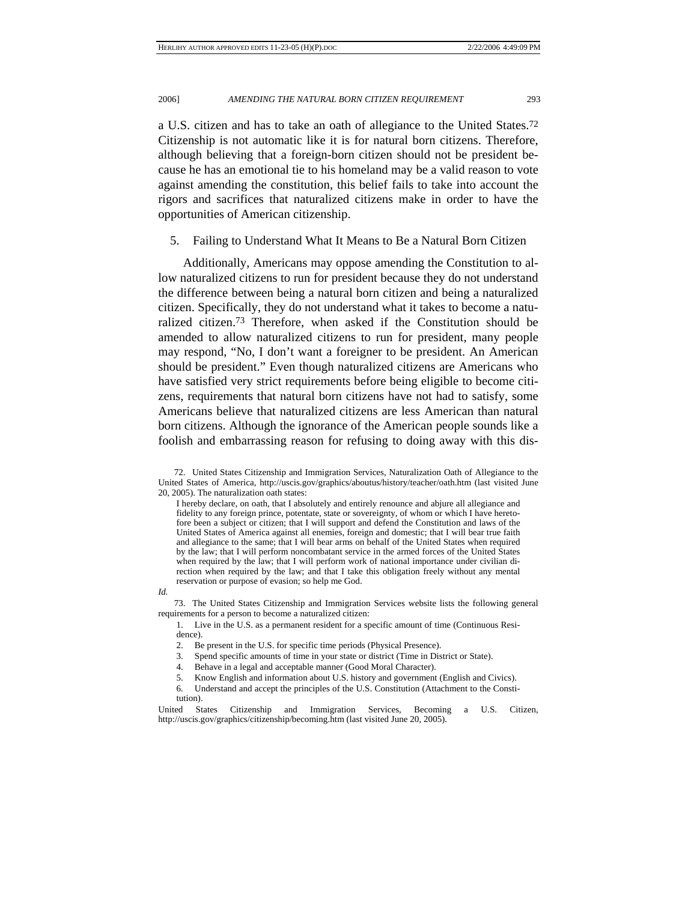a U.S. citizen and has to take an oath of allegiance to the United States.[72] Citizenship is not automatic like it is for natural born citizens. Therefore, although believing that a foreign-born citizen should not be president because he has an emotional tie to his homeland may be a valid reason to vote against amending the constitution, this belief fails to take into account the rigors and sacrifices that naturalized citizens make in order to have the opportunities of American citizenship.

### 5. Failing to Understand What It Means to Be a Natural Born Citizen

Additionally, Americans may oppose amending the Constitution to allow naturalized citizens to run for president because they do not understand the difference between being a natural born citizen and being a naturalized citizen. Specifically, they do not understand what it takes to become a naturalized citizen.[73] Therefore, when asked if the Constitution should be amended to allow naturalized citizens to run for president, many people may respond, "No, I don't want a foreigner to be president. An American should be president." Even though naturalized citizens are Americans who have satisfied very strict requirements before being eligible to become citizens, requirements that natural born citizens have not had to satisfy, some Americans believe that naturalized citizens are less American than natural born citizens. Although the ignorance of the American people sounds like a foolish and embarrassing reason for refusing to doing away with this dis-

---

72. United States Citizenship and Immigration Services, Naturalization Oath of Allegiance to the United States of America, http://uscis.gov/graphics/aboutus/history/teacher/oath.htm (last visited June 20, 2005). The naturalization oath states:

> I hereby declare, on oath, that I absolutely and entirely renounce and abjure all allegiance and fidelity to any foreign prince, potentate, state or sovereignty, of whom or which I have heretofore been a subject or citizen; that I will support and defend the Constitution and laws of the United States of America against all enemies, foreign and domestic; that I will bear true faith and allegiance to the same; that I will bear arms on behalf of the United States when required by the law; that I will perform noncombatant service in the armed forces of the United States when required by the law; that I will perform work of national importance under civilian direction when required by the law; and that I take this obligation freely without any mental reservation or purpose of evasion; so help me God.

*Id.*

73. The United States Citizenship and Immigration Services website lists the following general requirements for a person to become a naturalized citizen:

> 1. Live in the U.S. as a permanent resident for a specific amount of time (Continuous Residence).
> 2. Be present in the U.S. for specific time periods (Physical Presence).
> 3. Spend specific amounts of time in your state or district (Time in District or State).
> 4. Behave in a legal and acceptable manner (Good Moral Character).
> 5. Know English and information about U.S. history and government (English and Civics).
> 6. Understand and accept the principles of the U.S. Constitution (Attachment to the Constitution).

United States Citizenship and Immigration Services, Becoming a U.S. Citizen, http://uscis.gov/graphics/citizenship/becoming.htm (last visited June 20, 2005).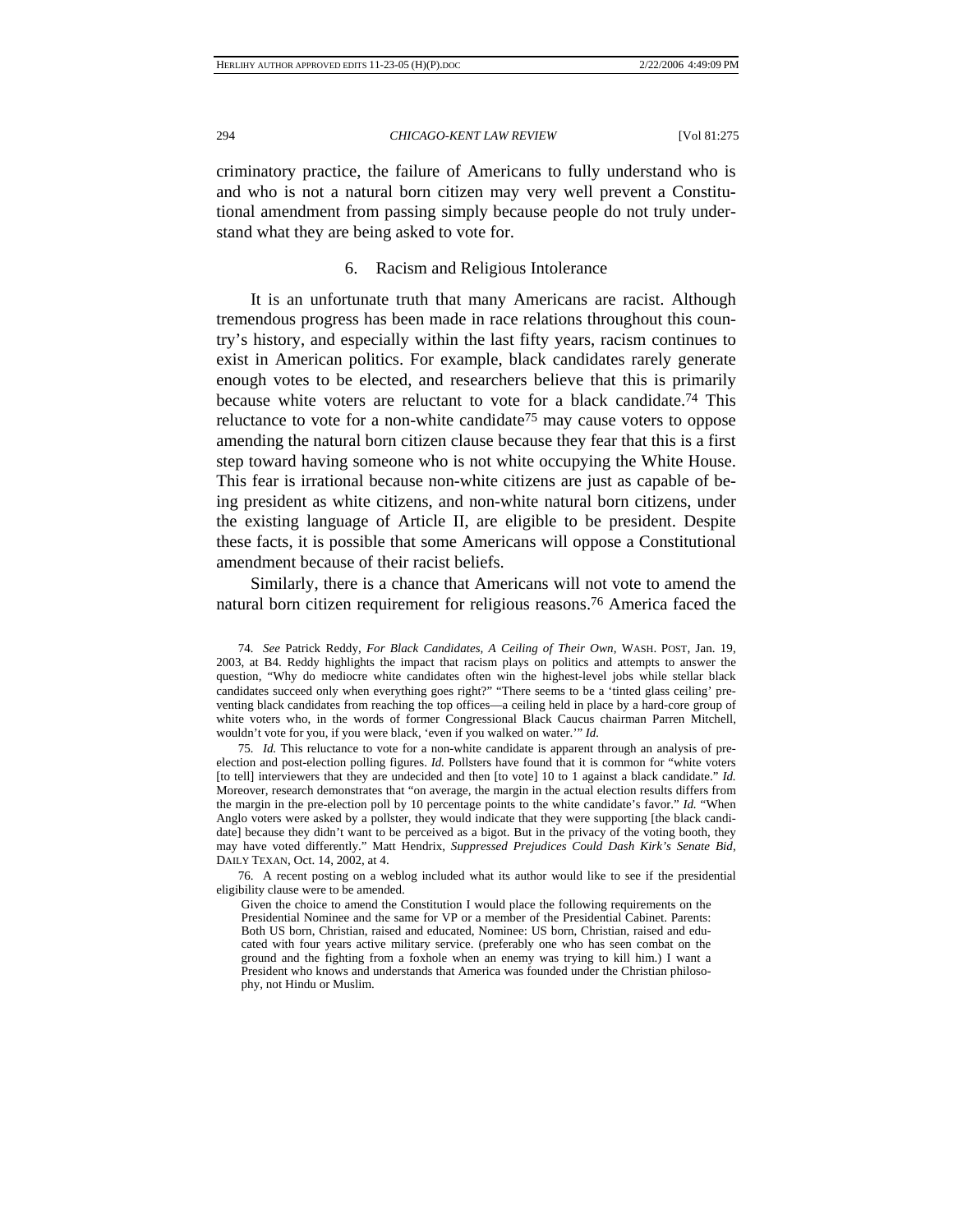criminatory practice, the failure of Americans to fully understand who is and who is not a natural born citizen may very well prevent a Constitutional amendment from passing simply because people do not truly understand what they are being asked to vote for.

### 6. Racism and Religious Intolerance

It is an unfortunate truth that many Americans are racist. Although tremendous progress has been made in race relations throughout this country's history, and especially within the last fifty years, racism continues to exist in American politics. For example, black candidates rarely generate enough votes to be elected, and researchers believe that this is primarily because white voters are reluctant to vote for a black candidate.[74] This reluctance to vote for a non-white candidate[75] may cause voters to oppose amending the natural born citizen clause because they fear that this is a first step toward having someone who is not white occupying the White House. This fear is irrational because non-white citizens are just as capable of being president as white citizens, and non-white natural born citizens, under the existing language of Article II, are eligible to be president. Despite these facts, it is possible that some Americans will oppose a Constitutional amendment because of their racist beliefs.

Similarly, there is a chance that Americans will not vote to amend the natural born citizen requirement for religious reasons.[76] America faced the

---

74. *See* Patrick Reddy, *For Black Candidates, A Ceiling of Their Own*, WASH. POST, Jan. 19, 2003, at B4. Reddy highlights the impact that racism plays on politics and attempts to answer the question, "Why do mediocre white candidates often win the highest-level jobs while stellar black candidates succeed only when everything goes right?" "There seems to be a 'tinted glass ceiling' preventing black candidates from reaching the top offices—a ceiling held in place by a hard-core group of white voters who, in the words of former Congressional Black Caucus chairman Parren Mitchell, wouldn't vote for you, if you were black, 'even if you walked on water.'" *Id.*

75. *Id.* This reluctance to vote for a non-white candidate is apparent through an analysis of pre-election and post-election polling figures. *Id.* Pollsters have found that it is common for "white voters [to tell] interviewers that they are undecided and then [to vote] 10 to 1 against a black candidate." *Id.* Moreover, research demonstrates that "on average, the margin in the actual election results differs from the margin in the pre-election poll by 10 percentage points to the white candidate's favor." *Id.* "When Anglo voters were asked by a pollster, they would indicate that they were supporting [the black candidate] because they didn't want to be perceived as a bigot. But in the privacy of the voting booth, they may have voted differently." Matt Hendrix, *Suppressed Prejudices Could Dash Kirk's Senate Bid*, DAILY TEXAN, Oct. 14, 2002, at 4.

76. A recent posting on a weblog included what its author would like to see if the presidential eligibility clause were to be amended.

> Given the choice to amend the Constitution I would place the following requirements on the Presidential Nominee and the same for VP or a member of the Presidential Cabinet. Parents: Both US born, Christian, raised and educated, Nominee: US born, Christian, raised and educated with four years active military service. (preferably one who has seen combat on the ground and the fighting from a foxhole when an enemy was trying to kill him.) I want a President who knows and understands that America was founded under the Christian philosophy, not Hindu or Muslim.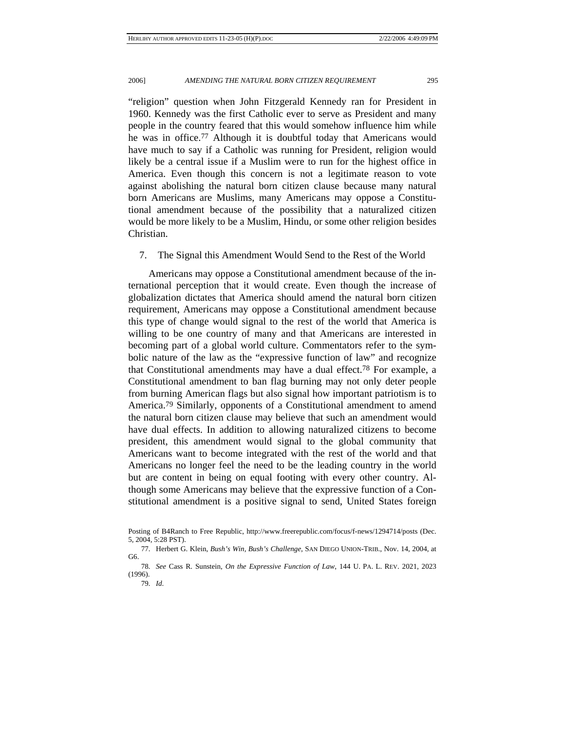"religion" question when John Fitzgerald Kennedy ran for President in 1960. Kennedy was the first Catholic ever to serve as President and many people in the country feared that this would somehow influence him while he was in office.[77] Although it is doubtful today that Americans would have much to say if a Catholic was running for President, religion would likely be a central issue if a Muslim were to run for the highest office in America. Even though this concern is not a legitimate reason to vote against abolishing the natural born citizen clause because many natural born Americans are Muslims, many Americans may oppose a Constitutional amendment because of the possibility that a naturalized citizen would be more likely to be a Muslim, Hindu, or some other religion besides Christian.

7. The Signal this Amendment Would Send to the Rest of the World

Americans may oppose a Constitutional amendment because of the international perception that it would create. Even though the increase of globalization dictates that America should amend the natural born citizen requirement, Americans may oppose a Constitutional amendment because this type of change would signal to the rest of the world that America is willing to be one country of many and that Americans are interested in becoming part of a global world culture. Commentators refer to the symbolic nature of the law as the "expressive function of law" and recognize that Constitutional amendments may have a dual effect.[78] For example, a Constitutional amendment to ban flag burning may not only deter people from burning American flags but also signal how important patriotism is to America.[79] Similarly, opponents of a Constitutional amendment to amend the natural born citizen clause may believe that such an amendment would have dual effects. In addition to allowing naturalized citizens to become president, this amendment would signal to the global community that Americans want to become integrated with the rest of the world and that Americans no longer feel the need to be the leading country in the world but are content in being on equal footing with every other country. Although some Americans may believe that the expressive function of a Constitutional amendment is a positive signal to send, United States foreign

---

Posting of B4Ranch to Free Republic, http://www.freerepublic.com/focus/f-news/1294714/posts (Dec. 5, 2004, 5:28 PST).

77. Herbert G. Klein, *Bush's Win, Bush's Challenge*, SAN DIEGO UNION-TRIB., Nov. 14, 2004, at G6.

78. *See* Cass R. Sunstein, *On the Expressive Function of Law*, 144 U. PA. L. REV. 2021, 2023 (1996).

79. *Id.*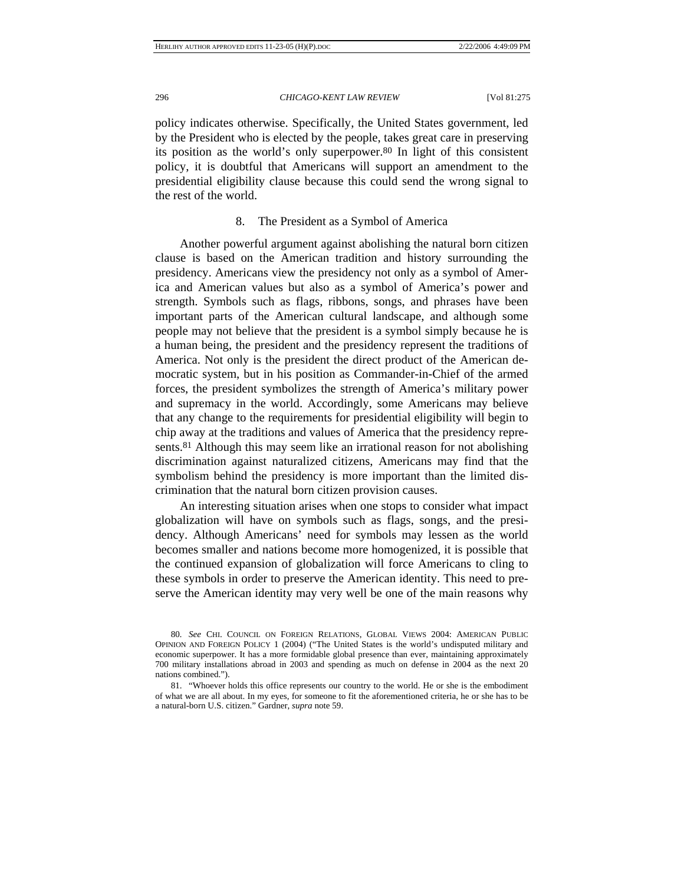policy indicates otherwise. Specifically, the United States government, led by the President who is elected by the people, takes great care in preserving its position as the world's only superpower.[80] In light of this consistent policy, it is doubtful that Americans will support an amendment to the presidential eligibility clause because this could send the wrong signal to the rest of the world.

### 8. The President as a Symbol of America

Another powerful argument against abolishing the natural born citizen clause is based on the American tradition and history surrounding the presidency. Americans view the presidency not only as a symbol of America and American values but also as a symbol of America's power and strength. Symbols such as flags, ribbons, songs, and phrases have been important parts of the American cultural landscape, and although some people may not believe that the president is a symbol simply because he is a human being, the president and the presidency represent the traditions of America. Not only is the president the direct product of the American democratic system, but in his position as Commander-in-Chief of the armed forces, the president symbolizes the strength of America's military power and supremacy in the world. Accordingly, some Americans may believe that any change to the requirements for presidential eligibility will begin to chip away at the traditions and values of America that the presidency represents.[81] Although this may seem like an irrational reason for not abolishing discrimination against naturalized citizens, Americans may find that the symbolism behind the presidency is more important than the limited discrimination that the natural born citizen provision causes.

An interesting situation arises when one stops to consider what impact globalization will have on symbols such as flags, songs, and the presidency. Although Americans' need for symbols may lessen as the world becomes smaller and nations become more homogenized, it is possible that the continued expansion of globalization will force Americans to cling to these symbols in order to preserve the American identity. This need to preserve the American identity may very well be one of the main reasons why

---

80. *See* CHI. COUNCIL ON FOREIGN RELATIONS, GLOBAL VIEWS 2004: AMERICAN PUBLIC OPINION AND FOREIGN POLICY 1 (2004) ("The United States is the world's undisputed military and economic superpower. It has a more formidable global presence than ever, maintaining approximately 700 military installations abroad in 2003 and spending as much on defense in 2004 as the next 20 nations combined.").

81. "Whoever holds this office represents our country to the world. He or she is the embodiment of what we are all about. In my eyes, for someone to fit the aforementioned criteria, he or she has to be a natural-born U.S. citizen." Gardner, *supra* note 59.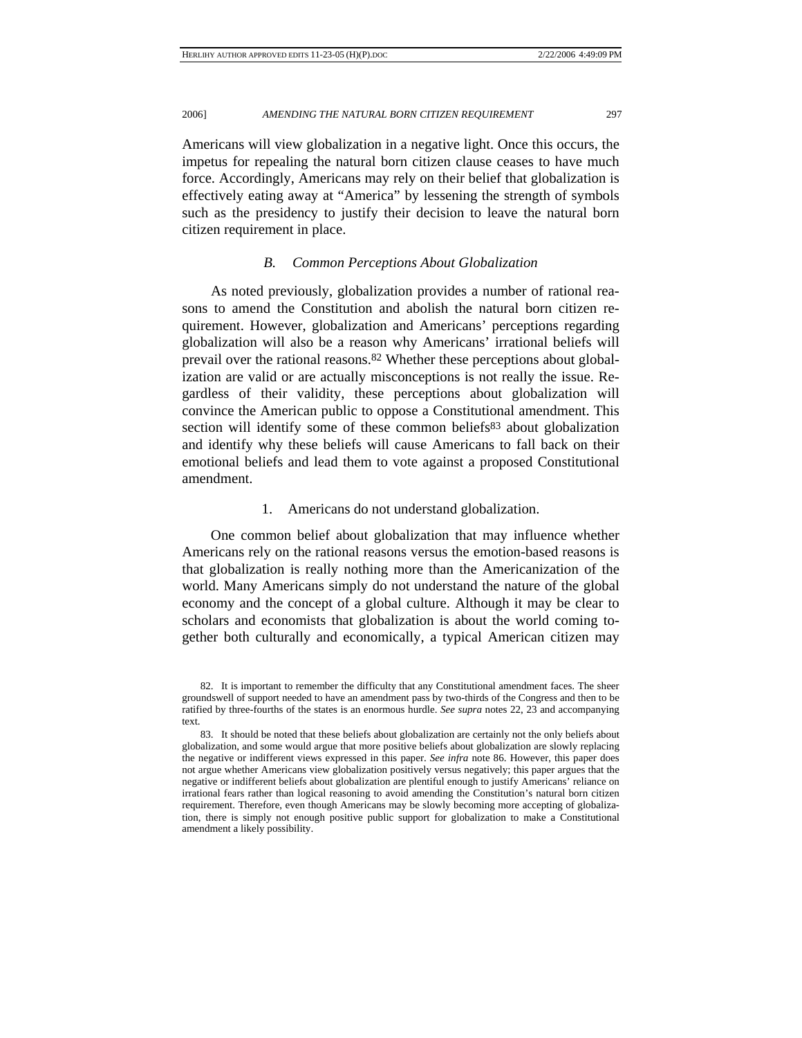Americans will view globalization in a negative light. Once this occurs, the impetus for repealing the natural born citizen clause ceases to have much force. Accordingly, Americans may rely on their belief that globalization is effectively eating away at "America" by lessening the strength of symbols such as the presidency to justify their decision to leave the natural born citizen requirement in place.

### *B. Common Perceptions About Globalization*

As noted previously, globalization provides a number of rational reasons to amend the Constitution and abolish the natural born citizen requirement. However, globalization and Americans' perceptions regarding globalization will also be a reason why Americans' irrational beliefs will prevail over the rational reasons.[82] Whether these perceptions about globalization are valid or are actually misconceptions is not really the issue. Regardless of their validity, these perceptions about globalization will convince the American public to oppose a Constitutional amendment. This section will identify some of these common beliefs[83] about globalization and identify why these beliefs will cause Americans to fall back on their emotional beliefs and lead them to vote against a proposed Constitutional amendment.

#### 1. Americans do not understand globalization.

One common belief about globalization that may influence whether Americans rely on the rational reasons versus the emotion-based reasons is that globalization is really nothing more than the Americanization of the world. Many Americans simply do not understand the nature of the global economy and the concept of a global culture. Although it may be clear to scholars and economists that globalization is about the world coming together both culturally and economically, a typical American citizen may

---

82. It is important to remember the difficulty that any Constitutional amendment faces. The sheer groundswell of support needed to have an amendment pass by two-thirds of the Congress and then to be ratified by three-fourths of the states is an enormous hurdle. *See supra* notes 22, 23 and accompanying text.

83. It should be noted that these beliefs about globalization are certainly not the only beliefs about globalization, and some would argue that more positive beliefs about globalization are slowly replacing the negative or indifferent views expressed in this paper. *See infra* note 86. However, this paper does not argue whether Americans view globalization positively versus negatively; this paper argues that the negative or indifferent beliefs about globalization are plentiful enough to justify Americans' reliance on irrational fears rather than logical reasoning to avoid amending the Constitution's natural born citizen requirement. Therefore, even though Americans may be slowly becoming more accepting of globalization, there is simply not enough positive public support for globalization to make a Constitutional amendment a likely possibility.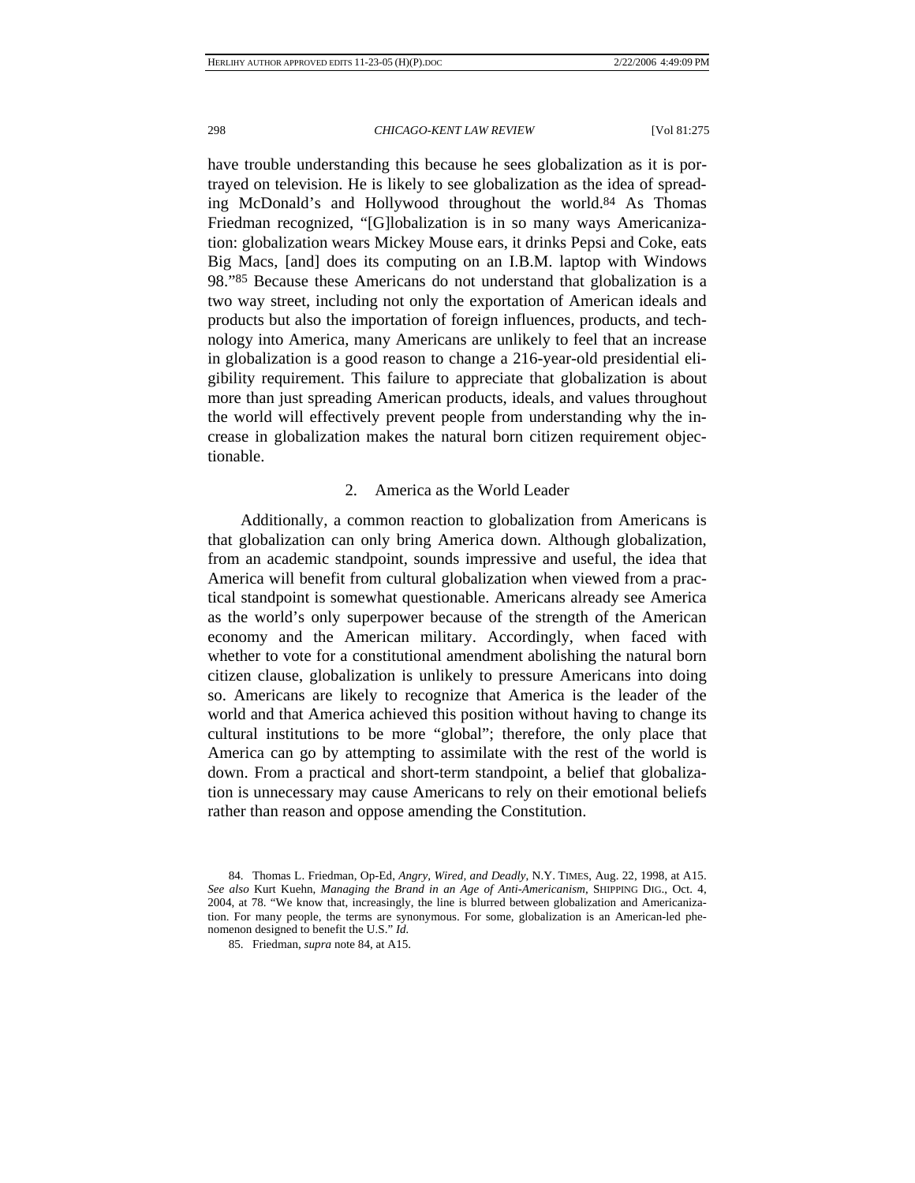have trouble understanding this because he sees globalization as it is portrayed on television. He is likely to see globalization as the idea of spreading McDonald's and Hollywood throughout the world.[84] As Thomas Friedman recognized, "[G]lobalization is in so many ways Americanization: globalization wears Mickey Mouse ears, it drinks Pepsi and Coke, eats Big Macs, [and] does its computing on an I.B.M. laptop with Windows 98."[85] Because these Americans do not understand that globalization is a two way street, including not only the exportation of American ideals and products but also the importation of foreign influences, products, and technology into America, many Americans are unlikely to feel that an increase in globalization is a good reason to change a 216-year-old presidential eligibility requirement. This failure to appreciate that globalization is about more than just spreading American products, ideals, and values throughout the world will effectively prevent people from understanding why the increase in globalization makes the natural born citizen requirement objectionable.

### 2. America as the World Leader

Additionally, a common reaction to globalization from Americans is that globalization can only bring America down. Although globalization, from an academic standpoint, sounds impressive and useful, the idea that America will benefit from cultural globalization when viewed from a practical standpoint is somewhat questionable. Americans already see America as the world's only superpower because of the strength of the American economy and the American military. Accordingly, when faced with whether to vote for a constitutional amendment abolishing the natural born citizen clause, globalization is unlikely to pressure Americans into doing so. Americans are likely to recognize that America is the leader of the world and that America achieved this position without having to change its cultural institutions to be more "global"; therefore, the only place that America can go by attempting to assimilate with the rest of the world is down. From a practical and short-term standpoint, a belief that globalization is unnecessary may cause Americans to rely on their emotional beliefs rather than reason and oppose amending the Constitution.

---

84. Thomas L. Friedman, Op-Ed, *Angry, Wired, and Deadly*, N.Y. TIMES, Aug. 22, 1998, at A15. *See also* Kurt Kuehn, *Managing the Brand in an Age of Anti-Americanism*, SHIPPING DIG., Oct. 4, 2004, at 78. "We know that, increasingly, the line is blurred between globalization and Americanization. For many people, the terms are synonymous. For some, globalization is an American-led phenomenon designed to benefit the U.S." *Id.*

85. Friedman, *supra* note 84, at A15.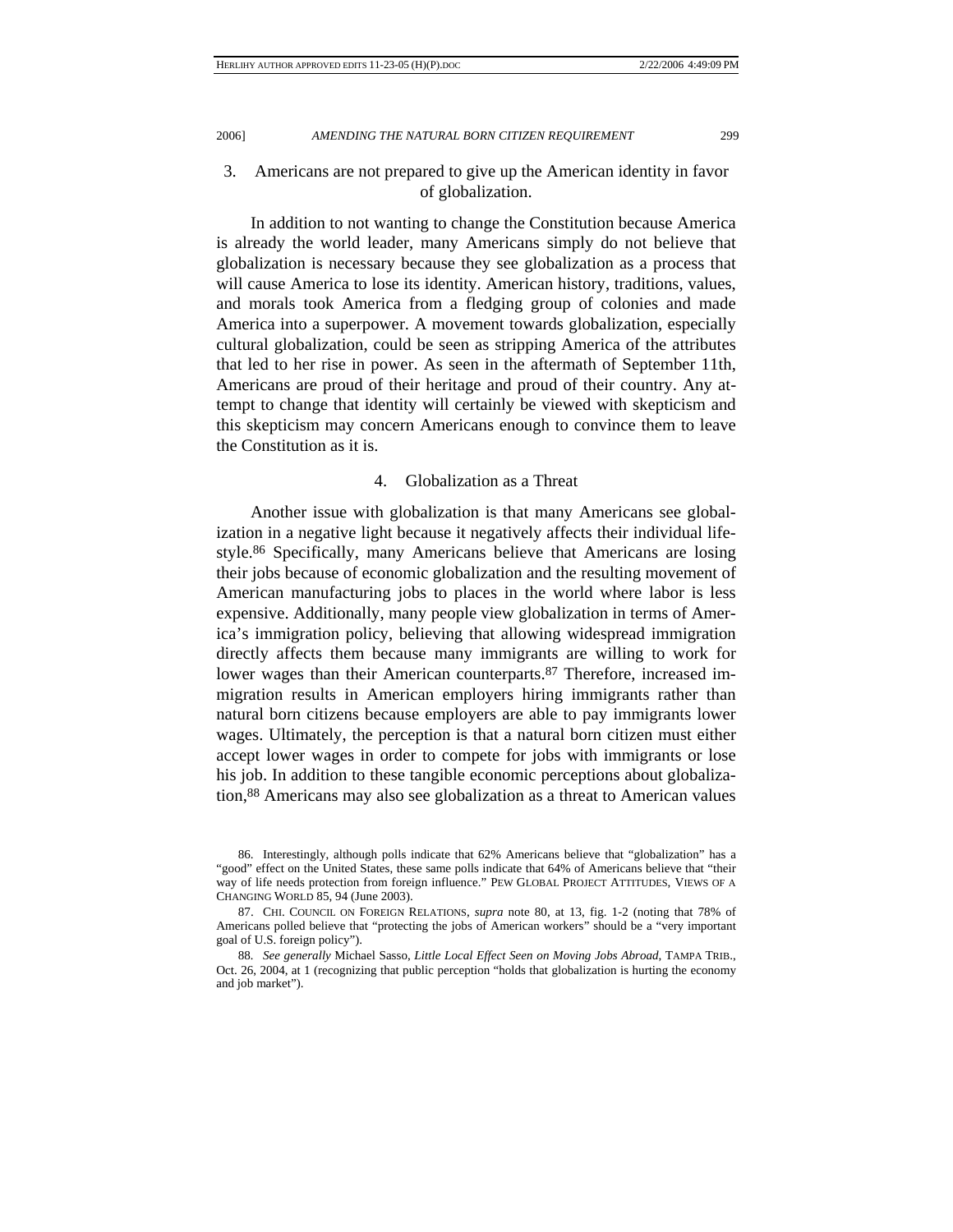### 3. Americans are not prepared to give up the American identity in favor of globalization.

In addition to not wanting to change the Constitution because America is already the world leader, many Americans simply do not believe that globalization is necessary because they see globalization as a process that will cause America to lose its identity. American history, traditions, values, and morals took America from a fledging group of colonies and made America into a superpower. A movement towards globalization, especially cultural globalization, could be seen as stripping America of the attributes that led to her rise in power. As seen in the aftermath of September 11th, Americans are proud of their heritage and proud of their country. Any attempt to change that identity will certainly be viewed with skepticism and this skepticism may concern Americans enough to convince them to leave the Constitution as it is.

### 4. Globalization as a Threat

Another issue with globalization is that many Americans see globalization in a negative light because it negatively affects their individual lifestyle.[86] Specifically, many Americans believe that Americans are losing their jobs because of economic globalization and the resulting movement of American manufacturing jobs to places in the world where labor is less expensive. Additionally, many people view globalization in terms of America's immigration policy, believing that allowing widespread immigration directly affects them because many immigrants are willing to work for lower wages than their American counterparts.[87] Therefore, increased immigration results in American employers hiring immigrants rather than natural born citizens because employers are able to pay immigrants lower wages. Ultimately, the perception is that a natural born citizen must either accept lower wages in order to compete for jobs with immigrants or lose his job. In addition to these tangible economic perceptions about globalization,[88] Americans may also see globalization as a threat to American values

86. Interestingly, although polls indicate that 62% Americans believe that "globalization" has a "good" effect on the United States, these same polls indicate that 64% of Americans believe that "their way of life needs protection from foreign influence." PEW GLOBAL PROJECT ATTITUDES, VIEWS OF A CHANGING WORLD 85, 94 (June 2003).

87. CHI. COUNCIL ON FOREIGN RELATIONS, *supra* note 80, at 13, fig. 1-2 (noting that 78% of Americans polled believe that "protecting the jobs of American workers" should be a "very important goal of U.S. foreign policy").

88. *See generally* Michael Sasso, *Little Local Effect Seen on Moving Jobs Abroad*, TAMPA TRIB., Oct. 26, 2004, at 1 (recognizing that public perception "holds that globalization is hurting the economy and job market").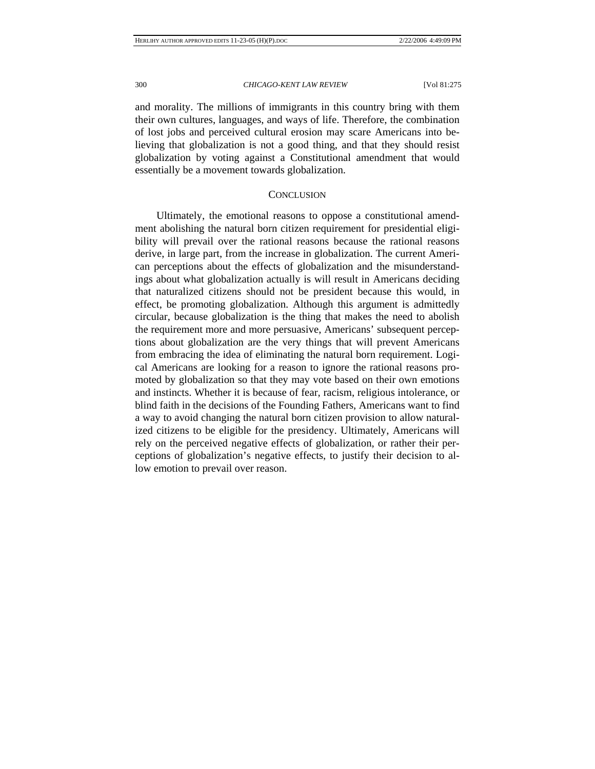and morality. The millions of immigrants in this country bring with them their own cultures, languages, and ways of life. Therefore, the combination of lost jobs and perceived cultural erosion may scare Americans into believing that globalization is not a good thing, and that they should resist globalization by voting against a Constitutional amendment that would essentially be a movement towards globalization.

## CONCLUSION

Ultimately, the emotional reasons to oppose a constitutional amendment abolishing the natural born citizen requirement for presidential eligibility will prevail over the rational reasons because the rational reasons derive, in large part, from the increase in globalization. The current American perceptions about the effects of globalization and the misunderstandings about what globalization actually is will result in Americans deciding that naturalized citizens should not be president because this would, in effect, be promoting globalization. Although this argument is admittedly circular, because globalization is the thing that makes the need to abolish the requirement more and more persuasive, Americans' subsequent perceptions about globalization are the very things that will prevent Americans from embracing the idea of eliminating the natural born requirement. Logical Americans are looking for a reason to ignore the rational reasons promoted by globalization so that they may vote based on their own emotions and instincts. Whether it is because of fear, racism, religious intolerance, or blind faith in the decisions of the Founding Fathers, Americans want to find a way to avoid changing the natural born citizen provision to allow naturalized citizens to be eligible for the presidency. Ultimately, Americans will rely on the perceived negative effects of globalization, or rather their perceptions of globalization's negative effects, to justify their decision to allow emotion to prevail over reason.